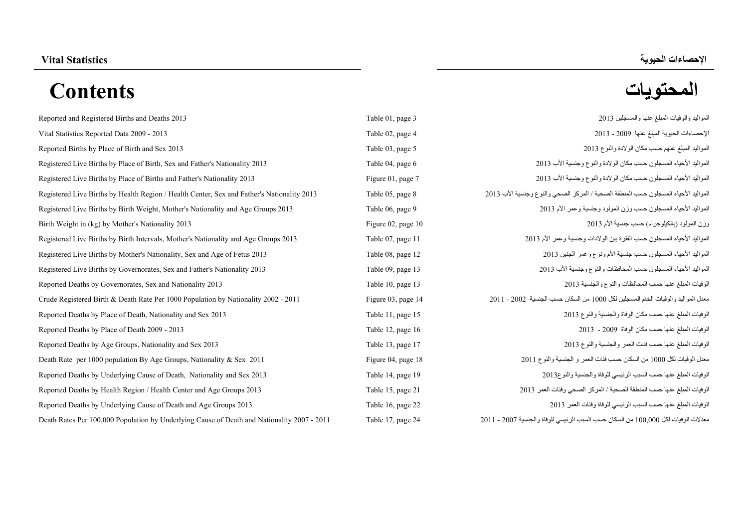# Contents

# المحتويات

| English | Reference | العربية |
|---|---|---|
| Reported and Registered Births and Deaths 2013 | Table 01, page 3 | المواليد والوفيات المبلغ عنها والمسجلين 2013 |
| Vital Statistics Reported Data 2009 - 2013 | Table 02, page 4 | الإحصاءات الحيوية المبلغ عنها 2009 - 2013 |
| Reported Births by Place of Birth and Sex 2013 | Table 03, page 5 | المواليد المبلغ عنهم حسب مكان الولادة والنوع 2013 |
| Registered Live Births by Place of Birth, Sex and Father's Nationality 2013 | Table 04, page 6 | المواليد الأحياء المسجلون حسب مكان الولادة والنوع وجنسية الأب 2013 |
| Registered Live Births by Place of Births and Father's Nationality 2013 | Figure 01, page 7 | المواليد الأحياء المسجلون حسب مكان الولادة والنوع وجنسية الأب 2013 |
| Registered Live Births by Health Region / Health Center, Sex and Father's Nationality 2013 | Table 05, page 8 | المواليد الأحياء المسجلون حسب المنطقة الصحية / المركز الصحي والنوع وجنسية الأب 2013 |
| Registered Live Births by Birth Weight, Mother's Nationality and Age Groups 2013 | Table 06, page 9 | المواليد الأحياء المسجلون حسب وزن المولود وجنسية وعمر الأم 2013 |
| Birth Weight in (kg) by Mother's Nationality 2013 | Figure 02, page 10 | وزن المولود (بالكيلوجرام) حسب جنسية الأم 2013 |
| Registered Live Births by Birth Intervals, Mother's Nationality and Age Groups 2013 | Table 07, page 11 | المواليد الأحياء المسجلون حسب الفترة بين الولادات وجنسية وعمر الأم 2013 |
| Registered Live Births by Mother's Nationality, Sex and Age of Fetus 2013 | Table 08, page 12 | المواليد الأحياء المسجلون حسب جنسية الأم ونوع وعمر الجنين 2013 |
| Registered Live Births by Governorates, Sex and Father's Nationality 2013 | Table 09, page 13 | المواليد الأحياء المسجلون حسب المحافظات والنوع وجنسية الأب 2013 |
| Reported Deaths by Governorates, Sex and Nationality 2013 | Table 10, page 13 | الوفيات المبلغ عنها حسب المحافظات والنوع والجنسية 2013 |
| Crude Registered Birth & Death Rate Per 1000 Population by Nationality 2002 - 2011 | Figure 03, page 14 | معدل المواليد والوفيات الخام المسجلين لكل 1000 من السكان حسب الجنسية 2002 - 2011 |
| Reported Deaths by Place of Death, Nationality and Sex 2013 | Table 11, page 15 | الوفيات المبلغ عنها حسب مكان الوفاة والجنسية والنوع 2013 |
| Reported Deaths by Place of Death 2009 - 2013 | Table 12, page 16 | الوفيات المبلغ عنها حسب مكان الوفاة 2009 - 2013 |
| Reported Deaths by Age Groups, Nationality and Sex 2013 | Table 13, page 17 | الوفيات المبلغ عنها حسب فئات العمر والجنسية والنوع 2013 |
| Death Rate per 1000 population By Age Groups, Nationality & Sex 2011 | Figure 04, page 18 | معدل الوفيات لكل 1000 من السكان حسب فئات العمر و الجنسية والنوع 2011 |
| Reported Deaths by Underlying Cause of Death, Nationality and Sex 2013 | Table 14, page 19 | الوفيات المبلغ عنها حسب السبب الرئيسي للوفاة والجنسية والنوع2013 |
| Reported Deaths by Health Region / Health Center and Age Groups 2013 | Table 15, page 21 | الوفيات المبلغ عنها حسب المنطقة الصحية / المركز الصحي وفئات العمر 2013 |
| Reported Deaths by Underlying Cause of Death and Age Groups 2013 | Table 16, page 22 | الوفيات المبلغ عنها حسب السبب الرئيسي للوفاة وفئات العمر 2013 |
| Death Rates Per 100,000 Population by Underlying Cause of Death and Nationality 2007 - 2011 | Table 17, page 24 | معدلات الوفيات لكل 100,000 من السكان حسب السبب الرئيسي للوفاة والجنسية 2007 - 2011 |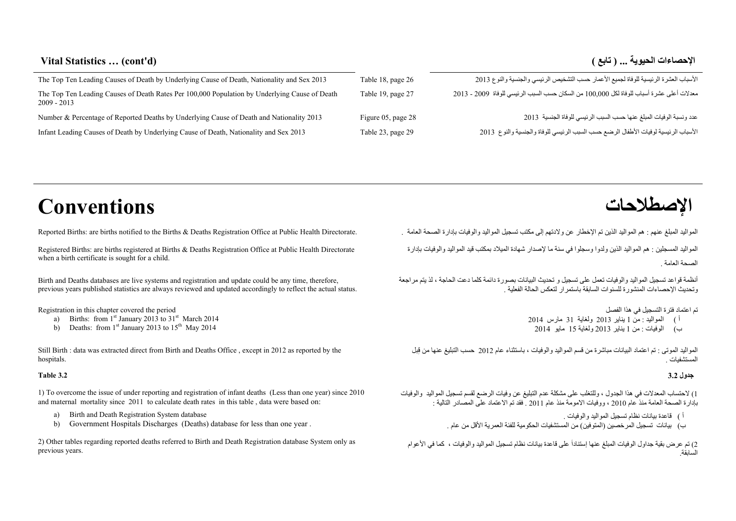## Vital Statistics … (cont'd) الإحصاءات الحيوية ... ( تابع )

| | | |
|---|---|---|
| The Top Ten Leading Causes of Death by Underlying Cause of Death, Nationality and Sex 2013 | Table 18, page 26 | الأسباب العشرة الرئيسية للوفاة لجميع الأعمار حسب التشخيص الرئيسي والجنسية والنوع 2013 |
| The Top Ten Leading Causes of Death Rates Per 100,000 Population by Underlying Cause of Death 2009 - 2013 | Table 19, page 27 | معدلات أعلى عشرة أسباب للوفاة لكل 100,000 من السكان حسب السبب الرئيسي للوفاة 2009 - 2013 |
| Number & Percentage of Reported Deaths by Underlying Cause of Death and Nationality 2013 | Figure 05, page 28 | عدد ونسبة الوفيات المبلغ عنها حسب السبب الرئيسي للوفاة الجنسية 2013 |
| Infant Leading Causes of Death by Underlying Cause of Death, Nationality and Sex 2013 | Table 23, page 29 | الأسباب الرئيسية لوفيات الأطفال الرضع حسب السبب الرئيسي للوفاة والجنسية والنوع 2013 |

# Conventions الإصطلاحات

Reported Births: are births notified to the Births & Deaths Registration Office at Public Health Directorate.

المواليد المبلغ عنهم : هم المواليد الذين تم الإخطار عن ولادتهم إلى مكتب تسجيل المواليد والوفيات بإدارة الصحة العامة .

Registered Births: are births registered at Births & Deaths Registration Office at Public Health Directorate when a birth certificate is sought for a child.

المواليد المسجلين : هم المواليد الذين ولدوا وسجلوا في سنة ما لإصدار شهادة الميلاد بمكتب قيد المواليد والوفيات بإدارة الصحة العامة .

Birth and Deaths databases are live systems and registration and update could be any time, therefore, previous years published statistics are always reviewed and updated accordingly to reflect the actual status.

أنظمة قواعد تسجيل المواليد والوفيات تعمل على تسجيل و تحديث البيانات بصورة دائمة كلما دعت الحاجة ، لذ يتم مراجعة وتحديث الإحصاءات المنشورة للسنوات السابقة باستمرار لتعكس الحالة الفعلية .

Registration in this chapter covered the period

a) Births: from 1st January 2013 to 31st March 2014
b) Deaths: from 1st January 2013 to 15th May 2014

تم اعتماد فترة التسجيل في هذا الفصل

أ ) المواليد : من 1 يناير 2013 ولغاية 31 مارس 2014
ب) الوفيات : من 1 يناير 2013 ولغاية 15 مايو 2014

Still Birth : data was extracted direct from Birth and Deaths Office , except in 2012 as reported by the hospitals.

المواليد الموتى : تم اعتماد البيانات مباشرة من قسم المواليد والوفيات ، باستثناء عام 2012 حسب التبليغ عنها من قبل المستشفيات .

### Table 3.2 جدول 3.2

1) To overcome the issue of under reporting and registration of infant deaths (Less than one year) since 2010 and maternal mortality since 2011 to calculate death rates in this table , data were based on:

a) Birth and Death Registration System database
b) Government Hospitals Discharges (Deaths) database for less than one year .

1) لاحتساب المعدلات في هذا الجدول ، وللتغلب على مشكلة عدم التبليغ عن وفيات الرضع لقسم تسجيل المواليد والوفيات بإدارة الصحة العامة منذ عام 2010 ، ووفيات الامومة منذ عام 2011 . فقد تم الاعتماد على المصادر التالية :

أ ) قاعدة بيانات نظام تسجيل المواليد والوفيات .
ب) بيانات تسجيل المرخصين (المتوفين) من المستشفيات الحكومية للفئة العمرية الأقل من عام .

2) Other tables regarding reported deaths referred to Birth and Death Registration database System only as previous years.

2) تم عرض بقية جداول الوفيات المبلغ عنها إستناداً على قاعدة بيانات نظام تسجيل المواليد والوفيات ، كما في الأعوام السابقة.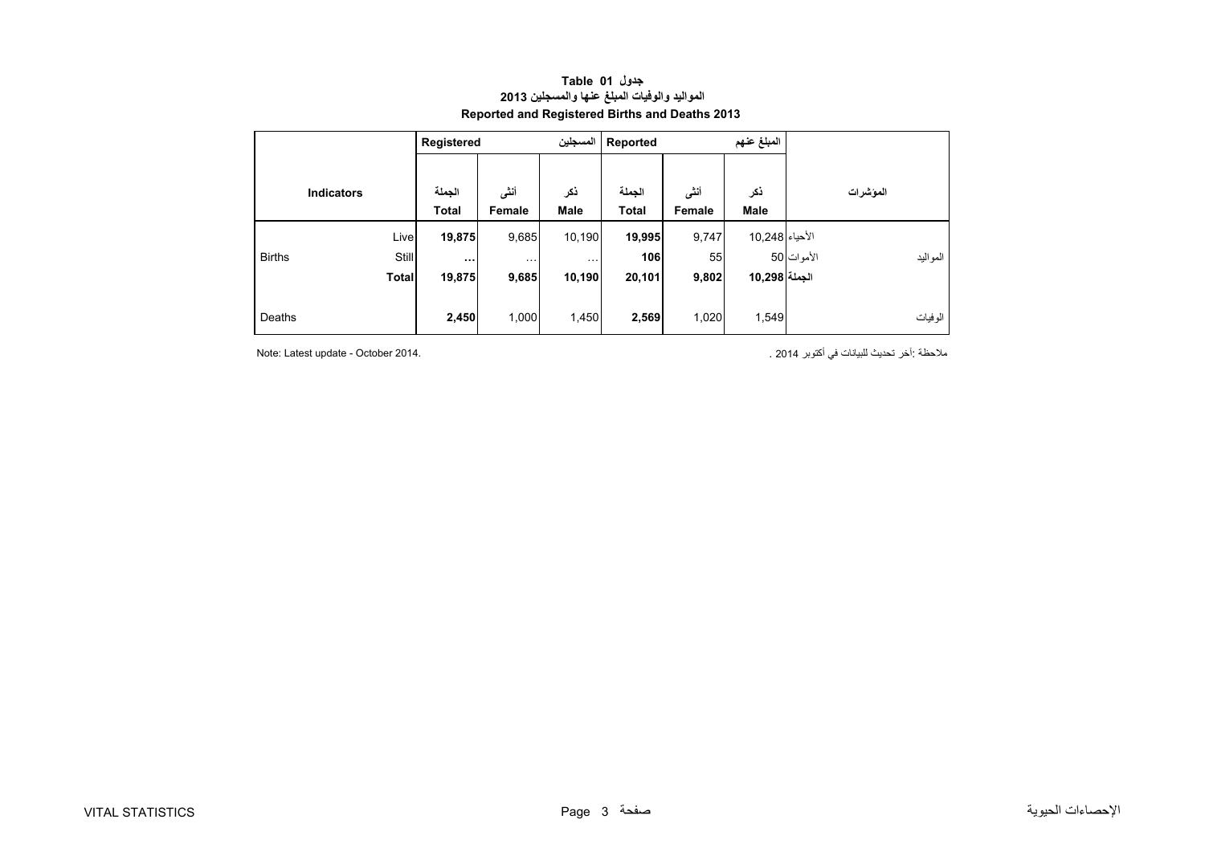# Table 01 جدول

## المواليد والوفيات المبلغ عنها والمسجلين 2013

## Reported and Registered Births and Deaths 2013

| Indicators | | Registered | | المسجلين | Reported | | المبلغ عنهم | المؤشرات | |
|---|---|---|---|---|---|---|---|---|---|
| | | الجملة Total | أنثى Female | ذكر Male | الجملة Total | أنثى Female | ذكر Male | | |
| Births | Live | **19,875** | 9,685 | 10,190 | **19,995** | 9,747 | 10,248 | الأحياء | المواليد |
| | Still | **...** | ... | ... | **106** | 55 | 50 | الأموات | |
| | **Total** | **19,875** | **9,685** | **10,190** | **20,101** | **9,802** | **10,298** | **الجملة** | |
| Deaths | | **2,450** | 1,000 | 1,450 | **2,569** | 1,020 | 1,549 | | الوفيات |

Note: Latest update - October 2014.

ملاحظة :آخر تحديث للبيانات في أكتوبر 2014 .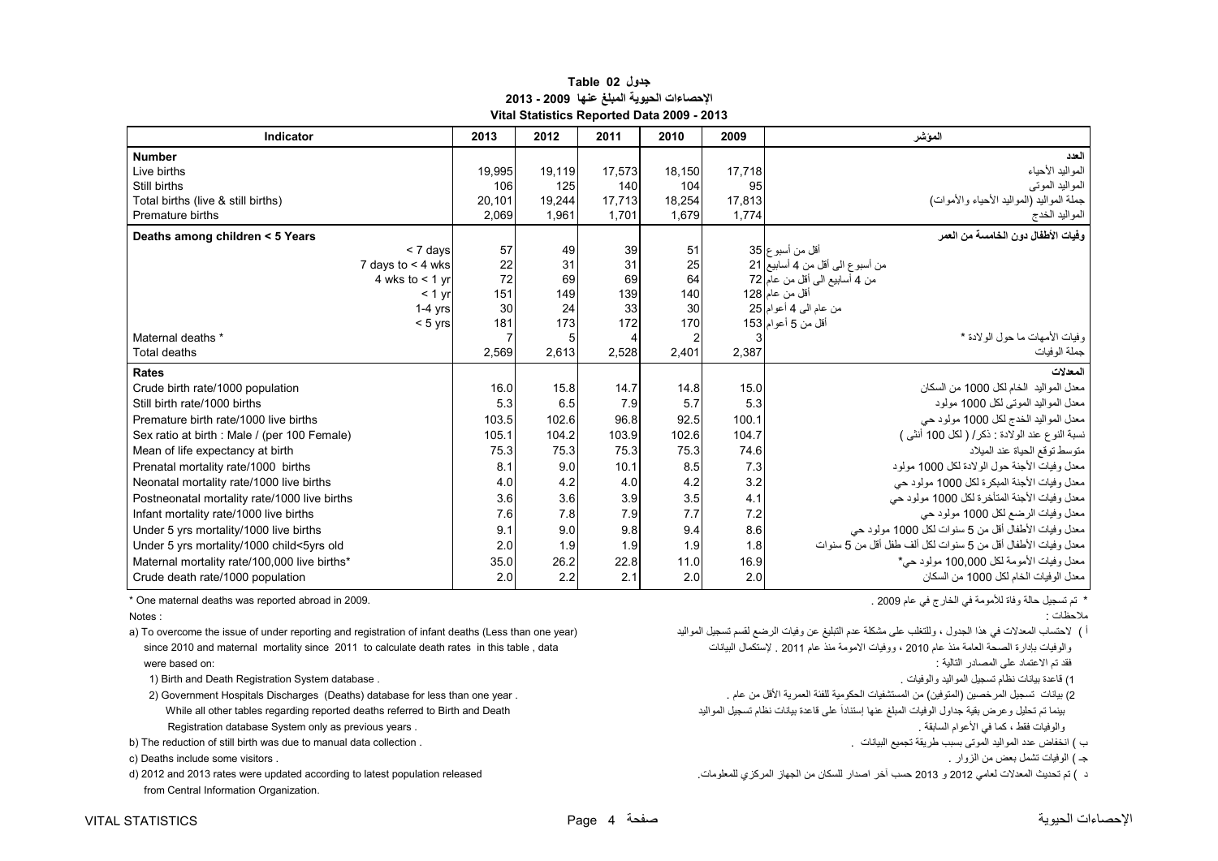# جدول Table 02
## الإحصاءات الحيوية المبلغ عنها 2009 - 2013
## Vital Statistics Reported Data 2009 - 2013

| Indicator | 2013 | 2012 | 2011 | 2010 | 2009 | المؤشر |
|---|---|---|---|---|---|---|
| **Number** | | | | | | **العدد** |
| Live births | 19,995 | 19,119 | 17,573 | 18,150 | 17,718 | المواليد الأحياء |
| Still births | 106 | 125 | 140 | 104 | 95 | المواليد الموتى |
| Total births (live & still births) | 20,101 | 19,244 | 17,713 | 18,254 | 17,813 | جملة المواليد (المواليد الأحياء والأموات) |
| Premature births | 2,069 | 1,961 | 1,701 | 1,679 | 1,774 | المواليد الخدج |
| **Deaths among children < 5 Years** | | | | | | **وفيات الأطفال دون الخامسة من العمر** |
| < 7 days | 57 | 49 | 39 | 51 | 35 | أقل من أسبوع |
| 7 days to < 4 wks | 22 | 31 | 31 | 25 | 21 | من أسبوع الى أقل من 4 أسابيع |
| 4 wks to < 1 yr | 72 | 69 | 69 | 64 | 72 | من 4 أسابيع الى أقل من عام |
| < 1 yr | 151 | 149 | 139 | 140 | 128 | أقل من عام |
| 1-4 yrs | 30 | 24 | 33 | 30 | 25 | من عام الى 4 أعوام |
| < 5 yrs | 181 | 173 | 172 | 170 | 153 | أقل من 5 أعوام |
| Maternal deaths * | 7 | 5 | 4 | 2 | 3 | وفيات الأمهات ما حول الولادة * |
| Total deaths | 2,569 | 2,613 | 2,528 | 2,401 | 2,387 | جملة الوفيات |
| **Rates** | | | | | | **المعدلات** |
| Crude birth rate/1000 population | 16.0 | 15.8 | 14.7 | 14.8 | 15.0 | معدل المواليد الخام لكل 1000 من السكان |
| Still birth rate/1000 births | 5.3 | 6.5 | 7.9 | 5.7 | 5.3 | معدل المواليد الموتى لكل 1000 مولود |
| Premature birth rate/1000 live births | 103.5 | 102.6 | 96.8 | 92.5 | 100.1 | معدل المواليد الخدج لكل 1000 مولود حي |
| Sex ratio at birth : Male / (per 100 Female) | 105.1 | 104.2 | 103.9 | 102.6 | 104.7 | نسبة النوع عند الولادة : ذكر/ ( لكل 100 أنثى ) |
| Mean of life expectancy at birth | 75.3 | 75.3 | 75.3 | 75.3 | 74.6 | متوسط توقع الحياة عند الميلاد |
| Prenatal mortality rate/1000 births | 8.1 | 9.0 | 10.1 | 8.5 | 7.3 | معدل وفيات الأجنة حول الولادة لكل 1000 مولود |
| Neonatal mortality rate/1000 live births | 4.0 | 4.2 | 4.0 | 4.2 | 3.2 | معدل وفيات الأجنة المبكرة لكل 1000 مولود حي |
| Postneonatal mortality rate/1000 live births | 3.6 | 3.6 | 3.9 | 3.5 | 4.1 | معدل وفيات الأجنة المتأخرة لكل 1000 مولود حي |
| Infant mortality rate/1000 live births | 7.6 | 7.8 | 7.9 | 7.7 | 7.2 | معدل وفيات الرضع لكل 1000 مولود حي |
| Under 5 yrs mortality/1000 live births | 9.1 | 9.0 | 9.8 | 9.4 | 8.6 | معدل وفيات الأطفال أقل من 5 سنوات لكل 1000 مولود حي |
| Under 5 yrs mortality/1000 child<5yrs old | 2.0 | 1.9 | 1.9 | 1.9 | 1.8 | معدل وفيات الأطفال أقل من 5 سنوات لكل ألف طفل أقل من 5 سنوات |
| Maternal mortality rate/100,000 live births* | 35.0 | 26.2 | 22.8 | 11.0 | 16.9 | معدل وفيات الأمومة لكل 100,000 مولود حي* |
| Crude death rate/1000 population | 2.0 | 2.2 | 2.1 | 2.0 | 2.0 | معدل الوفيات الخام لكل 1000 من السكان |

\* One maternal deaths was reported abroad in 2009.

\* تم تسجيل حالة وفاة للأمومة في الخارج في عام 2009 .

Notes :

a) To overcome the issue of under reporting and registration of infant deaths (Less than one year) since 2010 and maternal mortality since 2011 to calculate death rates in this table , data were based on:

1) Birth and Death Registration System database .

2) Government Hospitals Discharges (Deaths) database for less than one year .

While all other tables regarding reported deaths referred to Birth and Death Registration database System only as previous years .

b) The reduction of still birth was due to manual data collection .

c) Deaths include some visitors .

d) 2012 and 2013 rates were updated according to latest population released from Central Information Organization.

ملاحظات :

أ ) لاحتساب المعدلات في هذا الجدول ، وللتغلب على مشكلة عدم التبليغ عن وفيات الرضع لقسم تسجيل المواليد والوفيات بإدارة الصحة العامة منذ عام 2010 ، ووفيات الامومة منذ عام 2011 . لإستكمال البيانات فقد تم الاعتماد على المصادر التالية :

1) قاعدة بيانات نظام تسجيل المواليد والوفيات .

2) بيانات تسجيل المرخصين (المتوفين) من المستشفيات الحكومية للفئة العمرية الأقل من عام .

بينما تم تحليل وعرض بقية جداول الوفيات المبلغ عنها إستناداً على قاعدة بيانات نظام تسجيل المواليد والوفيات فقط ، كما في الأعوام السابقة .

ب ) انخفاض عدد المواليد الموتى بسبب طريقة تجميع البيانات .

جـ ) الوفيات تشمل بعض من الزوار .

د ) تم تحديث المعدلات لعامي 2012 و 2013 حسب آخر اصدار للسكان من الجهاز المركزي للمعلومات.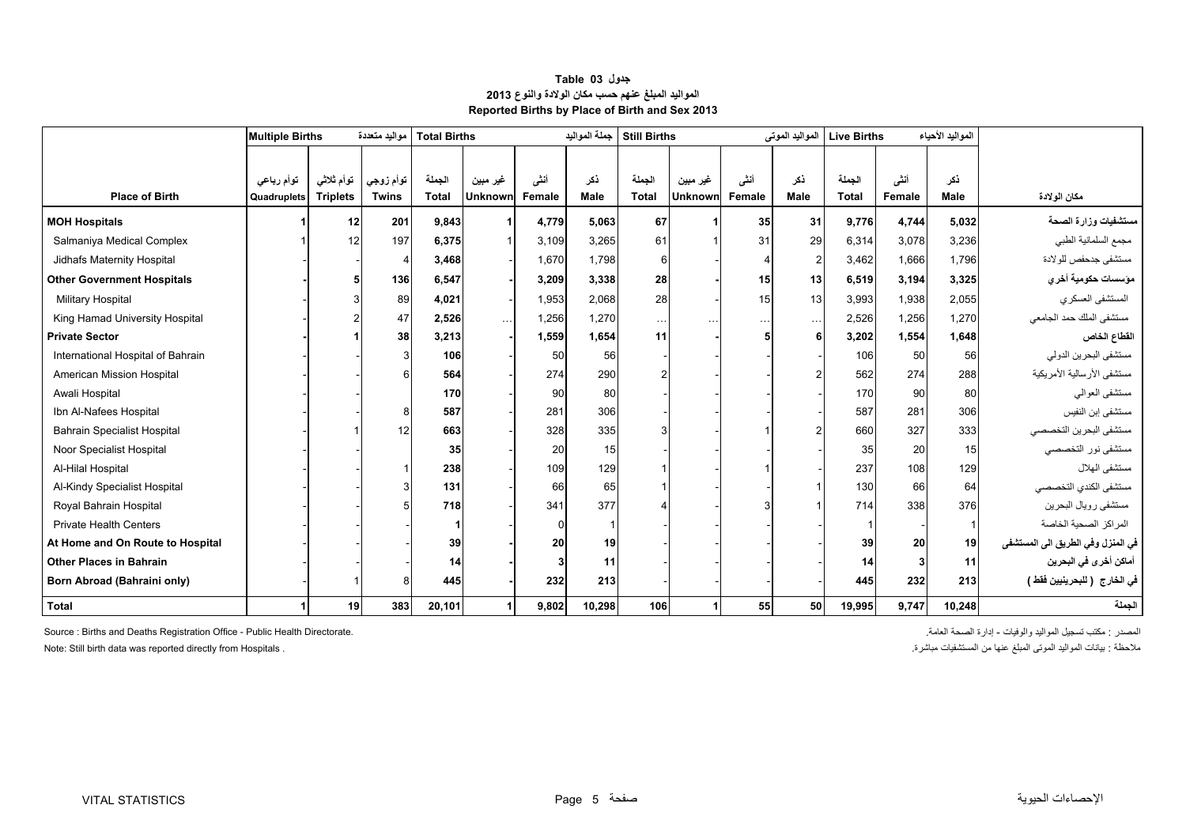**جدول Table 03**

**المواليد المبلغ عنهم حسب مكان الولادة والنوع 2013**

**Reported Births by Place of Birth and Sex 2013**

| Place of Birth | Multiple Births | | مواليد متعددة | Total Births | | | جملة المواليد | Still Births | | | المواليد الموتى | Live Births | | المواليد الأحياء | مكان الولادة |
|---|---|---|---|---|---|---|---|---|---|---|---|---|---|---|---|
| | توأم رباعي Quadruplets | توأم ثلاثي Triplets | توأم زوجي Twins | الجملة Total | غير مبين Unknown | أنثى Female | ذكر Male | الجملة Total | غير مبين Unknown | أنثى Female | ذكر Male | الجملة Total | أنثى Female | ذكر Male | |
| **MOH Hospitals** | **1** | **12** | **201** | **9,843** | **1** | **4,779** | **5,063** | **67** | **1** | **35** | **31** | **9,776** | **4,744** | **5,032** | **مستشفيات وزارة الصحة** |
| Salmaniya Medical Complex | 1 | 12 | 197 | 6,375 | 1 | 3,109 | 3,265 | 61 | 1 | 31 | 29 | 6,314 | 3,078 | 3,236 | مجمع السلمانية الطبي |
| Jidhafs Maternity Hospital | - | - | 4 | 3,468 | - | 1,670 | 1,798 | 6 | - | 4 | 2 | 3,462 | 1,666 | 1,796 | مستشفى جدحفص للولادة |
| **Other Government Hospitals** | **-** | **5** | **136** | **6,547** | **-** | **3,209** | **3,338** | **28** | **-** | **15** | **13** | **6,519** | **3,194** | **3,325** | **مؤسسات حكومية أخري** |
| Military Hospital | - | 3 | 89 | 4,021 | - | 1,953 | 2,068 | 28 | - | 15 | 13 | 3,993 | 1,938 | 2,055 | المستشفى العسكري |
| King Hamad University Hospital | - | 2 | 47 | 2,526 | ... | 1,256 | 1,270 | ... | ... | ... | ... | 2,526 | 1,256 | 1,270 | مستشفى الملك حمد الجامعي |
| **Private Sector** | **-** | **1** | **38** | **3,213** | **-** | **1,559** | **1,654** | **11** | **-** | **5** | **6** | **3,202** | **1,554** | **1,648** | **القطاع الخاص** |
| International Hospital of Bahrain | - | - | 3 | 106 | - | 50 | 56 | - | - | - | - | 106 | 50 | 56 | مستشفى البحرين الدولي |
| American Mission Hospital | - | - | 6 | 564 | - | 274 | 290 | 2 | - | - | 2 | 562 | 274 | 288 | مستشفى الأرسالية الأمريكية |
| Awali Hospital | - | - | | 170 | - | 90 | 80 | - | - | - | - | 170 | 90 | 80 | مستشفى العوالي |
| Ibn Al-Nafees Hospital | - | - | 8 | 587 | - | 281 | 306 | - | - | - | - | 587 | 281 | 306 | مستشفى إبن النفيس |
| Bahrain Specialist Hospital | - | 1 | 12 | 663 | - | 328 | 335 | 3 | - | 1 | 2 | 660 | 327 | 333 | مستشفى البحرين التخصصي |
| Noor Specialist Hospital | - | - | | 35 | - | 20 | 15 | - | - | - | - | 35 | 20 | 15 | مستشفى نور التخصصي |
| Al-Hilal Hospital | - | - | 1 | 238 | - | 109 | 129 | 1 | - | 1 | - | 237 | 108 | 129 | مستشفى الهلال |
| Al-Kindy Specialist Hospital | - | - | 3 | 131 | - | 66 | 65 | 1 | - | - | 1 | 130 | 66 | 64 | مستشفى الكندي التخصصي |
| Royal Bahrain Hospital | - | - | 5 | 718 | - | 341 | 377 | 4 | - | 3 | 1 | 714 | 338 | 376 | مستشفى رويال البحرين |
| Private Health Centers | - | - | - | 1 | - | 0 | 1 | - | - | - | - | 1 | - | 1 | المراكز الصحية الخاصة |
| **At Home and On Route to Hospital** | **-** | **-** | **-** | **39** | **-** | **20** | **19** | **-** | **-** | **-** | **-** | **39** | **20** | **19** | **في المنزل وفي الطريق الى المستشفى** |
| **Other Places in Bahrain** | **-** | **-** | **-** | **14** | **-** | **3** | **11** | **-** | **-** | **-** | **-** | **14** | **3** | **11** | **أماكن أخرى في البحرين** |
| **Born Abroad (Bahraini only)** | **-** | **1** | **8** | **445** | **-** | **232** | **213** | **-** | **-** | **-** | **-** | **445** | **232** | **213** | **في الخارج ( للبحرينيين فقط )** |
| **Total** | **1** | **19** | **383** | **20,101** | **1** | **9,802** | **10,298** | **106** | **1** | **55** | **50** | **19,995** | **9,747** | **10,248** | **الجملة** |

Source : Births and Deaths Registration Office - Public Health Directorate.

المصدر : مكتب تسجيل المواليد والوفيات - إدارة الصحة العامة.

Note: Still birth data was reported directly from Hospitals .

ملاحظة : بيانات المواليد الموتى المبلغ عنها من المستشفيات مباشرة.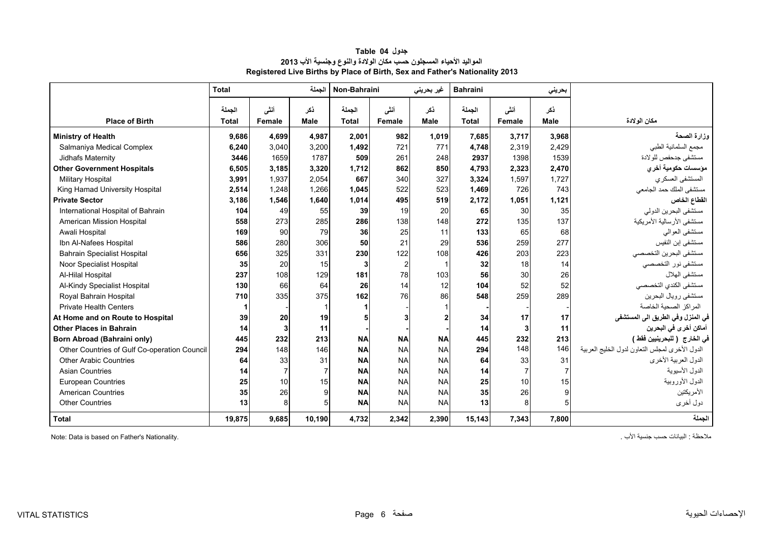**جدول Table 04**

**المواليد الأحياء المسجلون حسب مكان الولادة والنوع وجنسية الأب 2013**

**Registered Live Births by Place of Birth, Sex and Father's Nationality 2013**

| | Total | | الجملة | Non-Bahraini | | غير بحريني | Bahraini | | بحريني | |
|---|---|---|---|---|---|---|---|---|---|---|
| **Place of Birth** | الجملة **Total** | أنثى **Female** | ذكر **Male** | الجملة **Total** | أنثى **Female** | ذكر **Male** | الجملة **Total** | أنثى **Female** | ذكر **Male** | **مكان الولادة** |
| **Ministry of Health** | **9,686** | **4,699** | **4,987** | **2,001** | **982** | **1,019** | **7,685** | **3,717** | **3,968** | **وزارة الصحة** |
| Salmaniya Medical Complex | **6,240** | 3,040 | 3,200 | **1,492** | 721 | 771 | **4,748** | 2,319 | 2,429 | مجمع السلمانية الطبي |
| Jidhafs Maternity | **3446** | 1659 | 1787 | **509** | 261 | 248 | **2937** | 1398 | 1539 | مستشفى جدحفص للولادة |
| **Other Government Hospitals** | **6,505** | **3,185** | **3,320** | **1,712** | **862** | **850** | **4,793** | **2,323** | **2,470** | **مؤسسات حكومية أخري** |
| Military Hospital | **3,991** | 1,937 | 2,054 | **667** | 340 | 327 | **3,324** | 1,597 | 1,727 | المستشفى العسكري |
| King Hamad University Hospital | **2,514** | 1,248 | 1,266 | **1,045** | 522 | 523 | **1,469** | 726 | 743 | مستشفى الملك حمد الجامعي |
| **Private Sector** | **3,186** | **1,546** | **1,640** | **1,014** | **495** | **519** | **2,172** | **1,051** | **1,121** | **القطاع الخاص** |
| International Hospital of Bahrain | **104** | 49 | 55 | **39** | 19 | 20 | **65** | 30 | 35 | مستشفى البحرين الدولي |
| American Mission Hospital | **558** | 273 | 285 | **286** | 138 | 148 | **272** | 135 | 137 | مستشفى الأرسالية الأمريكية |
| Awali Hospital | **169** | 90 | 79 | **36** | 25 | 11 | **133** | 65 | 68 | مستشفى العوالي |
| Ibn Al-Nafees Hospital | **586** | 280 | 306 | **50** | 21 | 29 | **536** | 259 | 277 | مستشفى إبن النفيس |
| Bahrain Specialist Hospital | **656** | 325 | 331 | **230** | 122 | 108 | **426** | 203 | 223 | مستشفى البحرين التخصصي |
| Noor Specialist Hospital | **35** | 20 | 15 | **3** | 2 | 1 | **32** | 18 | 14 | مستشفى نور التخصصي |
| Al-Hilal Hospital | **237** | 108 | 129 | **181** | 78 | 103 | **56** | 30 | 26 | مستشفى الهلال |
| Al-Kindy Specialist Hospital | **130** | 66 | 64 | **26** | 14 | 12 | **104** | 52 | 52 | مستشفى الكندي التخصصي |
| Royal Bahrain Hospital | **710** | 335 | 375 | **162** | 76 | 86 | **548** | 259 | 289 | مستشفى رويال البحرين |
| Private Health Centers | **1** | - | 1 | **1** | - | 1 | **-** | - | - | المراكز الصحية الخاصة |
| **At Home and on Route to Hospital** | **39** | **20** | **19** | **5** | **3** | **2** | **34** | **17** | **17** | **في المنزل وفي الطريق الى المستشفى** |
| **Other Places in Bahrain** | **14** | **3** | **11** | **-** | **-** | **-** | **14** | **3** | **11** | **أماكن أخرى في البحرين** |
| **Born Abroad (Bahraini only)** | **445** | **232** | **213** | **NA** | **NA** | **NA** | **445** | **232** | **213** | **في الخارج ( للبحرينيين فقط )** |
| Other Countries of Gulf Co-operation Council | **294** | 148 | 146 | **NA** | NA | NA | **294** | 148 | 146 | الدول الأخرى لمجلس التعاون لدول الخليج العربية |
| Other Arabic Countries | **64** | 33 | 31 | **NA** | NA | NA | **64** | 33 | 31 | الدول العربية الأخرى |
| Asian Countries | **14** | 7 | 7 | **NA** | NA | NA | **14** | 7 | 7 | الدول الأسيوية |
| European Countries | **25** | 10 | 15 | **NA** | NA | NA | **25** | 10 | 15 | الدول الأوروبية |
| American Countries | **35** | 26 | 9 | **NA** | NA | NA | **35** | 26 | 9 | الأمريكتين |
| Other Countries | **13** | 8 | 5 | **NA** | NA | NA | **13** | 8 | 5 | دول أخرى |
| **Total** | **19,875** | **9,685** | **10,190** | **4,732** | **2,342** | **2,390** | **15,143** | **7,343** | **7,800** | **الجملة** |

Note: Data is based on Father's Nationality.

ملاحظة : البيانات حسب جنسية الأب .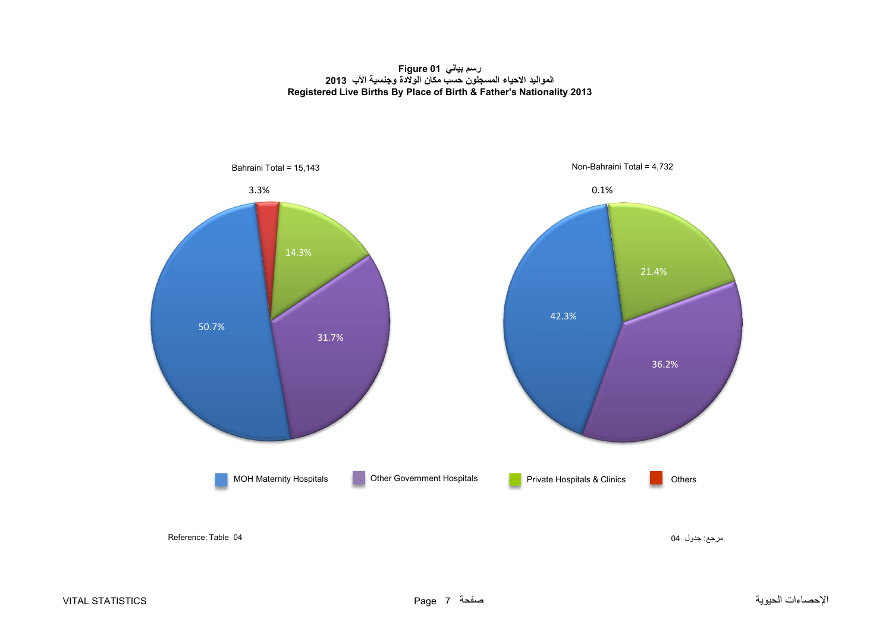**Figure 01 رسم بياني**

**المواليد الاحياء المسجلون حسب مكان الولادة وجنسية الأب 2013**

**Registered Live Births By Place of Birth & Father's Nationality 2013**

Bahraini Total = 15,143

| Place of Birth | % |
|---|---|
| MOH Maternity Hospitals | 50.7% |
| Other Government Hospitals | 31.7% |
| Private Hospitals & Clinics | 14.3% |
| Others | 3.3% |

Non-Bahraini Total = 4,732

| Place of Birth | % |
|---|---|
| MOH Maternity Hospitals | 42.3% |
| Other Government Hospitals | 36.2% |
| Private Hospitals & Clinics | 21.4% |
| Others | 0.1% |

Reference: Table 04

مرجع: جدول 04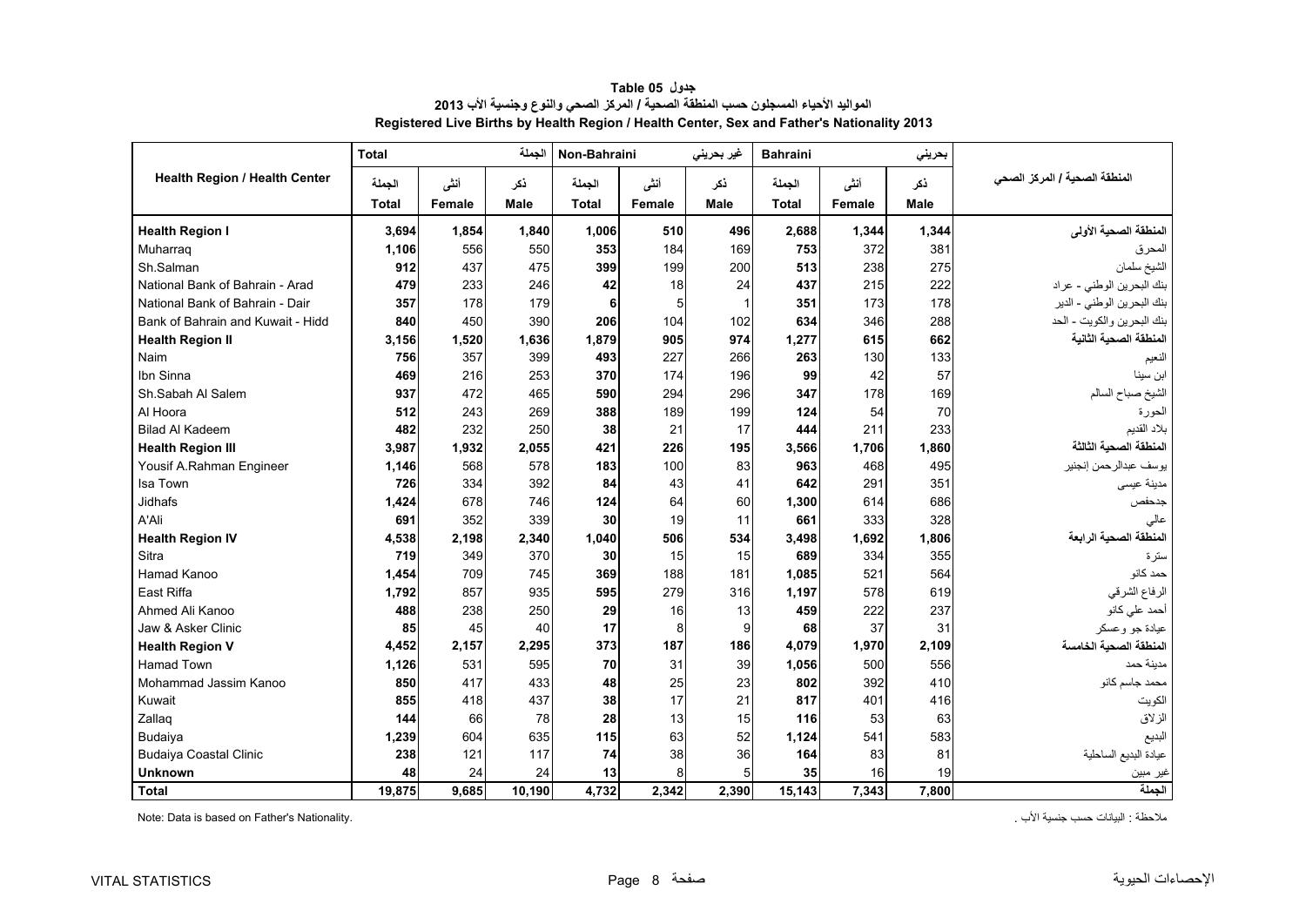**جدول Table 05**

**المواليد الأحياء المسجلون حسب المنطقة الصحية / المركز الصحي والنوع وجنسية الأب 2013**

**Registered Live Births by Health Region / Health Center, Sex and Father's Nationality 2013**

| Health Region / Health Center | Total الجملة | | | Non-Bahraini غير بحريني | | | Bahraini بحريني | | | المنطقة الصحية / المركز الصحي |
|---|---|---|---|---|---|---|---|---|---|---|
| | الجملة Total | أنثى Female | ذكر Male | الجملة Total | أنثى Female | ذكر Male | الجملة Total | أنثى Female | ذكر Male | |
| **Health Region I** | **3,694** | **1,854** | **1,840** | **1,006** | **510** | **496** | **2,688** | **1,344** | **1,344** | **المنطقة الصحية الأولى** |
| Muharraq | **1,106** | 556 | 550 | **353** | 184 | 169 | **753** | 372 | 381 | المحرق |
| Sh.Salman | **912** | 437 | 475 | **399** | 199 | 200 | **513** | 238 | 275 | الشيخ سلمان |
| National Bank of Bahrain - Arad | **479** | 233 | 246 | **42** | 18 | 24 | **437** | 215 | 222 | بنك البحرين الوطني - عراد |
| National Bank of Bahrain - Dair | **357** | 178 | 179 | **6** | 5 | 1 | **351** | 173 | 178 | بنك البحرين الوطني - الدير |
| Bank of Bahrain and Kuwait - Hidd | **840** | 450 | 390 | **206** | 104 | 102 | **634** | 346 | 288 | بنك البحرين والكويت - الحد |
| **Health Region II** | **3,156** | **1,520** | **1,636** | **1,879** | **905** | **974** | **1,277** | **615** | **662** | **المنطقة الصحية الثانية** |
| Naim | **756** | 357 | 399 | **493** | 227 | 266 | **263** | 130 | 133 | النعيم |
| Ibn Sinna | **469** | 216 | 253 | **370** | 174 | 196 | **99** | 42 | 57 | ابن سينا |
| Sh.Sabah Al Salem | **937** | 472 | 465 | **590** | 294 | 296 | **347** | 178 | 169 | الشيخ صباح السالم |
| Al Hoora | **512** | 243 | 269 | **388** | 189 | 199 | **124** | 54 | 70 | الحورة |
| Bilad Al Kadeem | **482** | 232 | 250 | **38** | 21 | 17 | **444** | 211 | 233 | بلاد القديم |
| **Health Region III** | **3,987** | **1,932** | **2,055** | **421** | **226** | **195** | **3,566** | **1,706** | **1,860** | **المنطقة الصحية الثالثة** |
| Yousif A.Rahman Engineer | **1,146** | 568 | 578 | **183** | 100 | 83 | **963** | 468 | 495 | يوسف عبدالرحمن إنجنير |
| Isa Town | **726** | 334 | 392 | **84** | 43 | 41 | **642** | 291 | 351 | مدينة عيسى |
| Jidhafs | **1,424** | 678 | 746 | **124** | 64 | 60 | **1,300** | 614 | 686 | جدحفص |
| A'Ali | **691** | 352 | 339 | **30** | 19 | 11 | **661** | 333 | 328 | عالي |
| **Health Region IV** | **4,538** | **2,198** | **2,340** | **1,040** | **506** | **534** | **3,498** | **1,692** | **1,806** | **المنطقة الصحية الرابعة** |
| Sitra | **719** | 349 | 370 | **30** | 15 | 15 | **689** | 334 | 355 | سترة |
| Hamad Kanoo | **1,454** | 709 | 745 | **369** | 188 | 181 | **1,085** | 521 | 564 | حمد كانو |
| East Riffa | **1,792** | 857 | 935 | **595** | 279 | 316 | **1,197** | 578 | 619 | الرفاع الشرقي |
| Ahmed Ali Kanoo | **488** | 238 | 250 | **29** | 16 | 13 | **459** | 222 | 237 | أحمد علي كانو |
| Jaw & Asker Clinic | **85** | 45 | 40 | **17** | 8 | 9 | **68** | 37 | 31 | عيادة جو وعسكر |
| **Health Region V** | **4,452** | **2,157** | **2,295** | **373** | **187** | **186** | **4,079** | **1,970** | **2,109** | **المنطقة الصحية الخامسة** |
| Hamad Town | **1,126** | 531 | 595 | **70** | 31 | 39 | **1,056** | 500 | 556 | مدينة حمد |
| Mohammad Jassim Kanoo | **850** | 417 | 433 | **48** | 25 | 23 | **802** | 392 | 410 | محمد جاسم كانو |
| Kuwait | **855** | 418 | 437 | **38** | 17 | 21 | **817** | 401 | 416 | الكويت |
| Zallaq | **144** | 66 | 78 | **28** | 13 | 15 | **116** | 53 | 63 | الزلاق |
| Budaiya | **1,239** | 604 | 635 | **115** | 63 | 52 | **1,124** | 541 | 583 | البديع |
| Budaiya Coastal Clinic | **238** | 121 | 117 | **74** | 38 | 36 | **164** | 83 | 81 | عيادة البديع الساحلية |
| **Unknown** | **48** | 24 | 24 | **13** | 8 | 5 | **35** | 16 | 19 | غير مبين |
| **Total** | **19,875** | **9,685** | **10,190** | **4,732** | **2,342** | **2,390** | **15,143** | **7,343** | **7,800** | **الجملة** |

Note: Data is based on Father's Nationality.

ملاحظة : البيانات حسب جنسية الأب .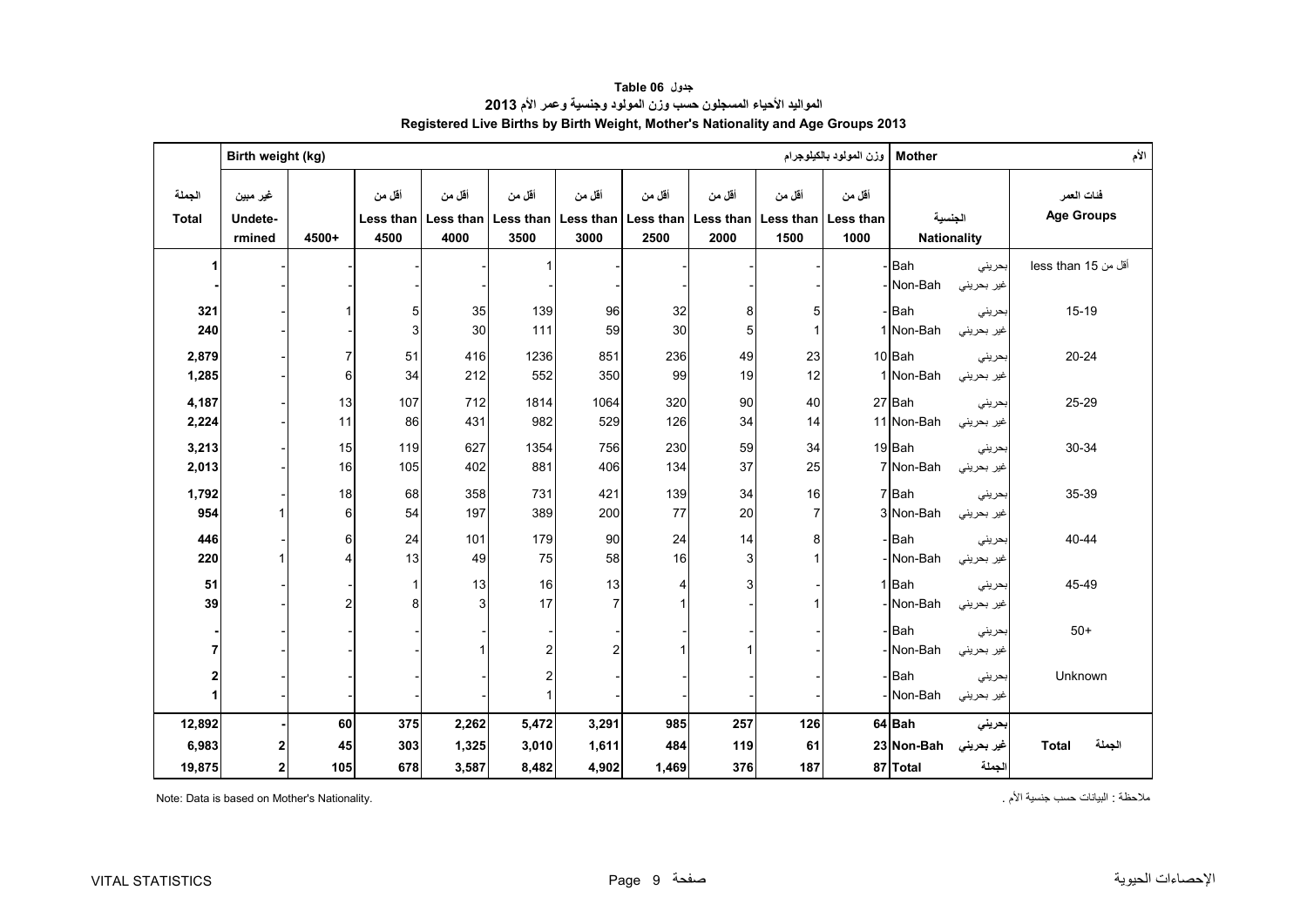**جدول Table 06**

**المواليد الأحياء المسجلون حسب وزن المولود وجنسية وعمر الأم 2013**

**Registered Live Births by Birth Weight, Mother's Nationality and Age Groups 2013**

| | Birth weight (kg) وزن المولود بالكيلوجرام | | | | | | | | | | Mother الأم | |
|---|---|---|---|---|---|---|---|---|---|---|---|---|
| الجملة Total | غير مبين Undetermined | 4500+ | أقل من Less than 4500 | أقل من Less than 4000 | أقل من Less than 3500 | أقل من Less than 3000 | أقل من Less than 2500 | أقل من Less than 2000 | أقل من Less than 1500 | أقل من Less than 1000 | الجنسية Nationality | فئات العمر Age Groups |
| 1 | - | - | - | - | 1 | - | - | - | - | - | Bah بحريني | أقل من 15 less than 15 |
| - | - | - | - | - | - | - | - | - | - | - | Non-Bah غير بحريني | |
| 321 | - | 1 | 5 | 35 | 139 | 96 | 32 | 8 | 5 | - | Bah بحريني | 15-19 |
| 240 | - | - | 3 | 30 | 111 | 59 | 30 | 5 | 1 | 1 | Non-Bah غير بحريني | |
| 2,879 | - | 7 | 51 | 416 | 1236 | 851 | 236 | 49 | 23 | 10 | Bah بحريني | 20-24 |
| 1,285 | - | 6 | 34 | 212 | 552 | 350 | 99 | 19 | 12 | 1 | Non-Bah غير بحريني | |
| 4,187 | - | 13 | 107 | 712 | 1814 | 1064 | 320 | 90 | 40 | 27 | Bah بحريني | 25-29 |
| 2,224 | - | 11 | 86 | 431 | 982 | 529 | 126 | 34 | 14 | 11 | Non-Bah غير بحريني | |
| 3,213 | - | 15 | 119 | 627 | 1354 | 756 | 230 | 59 | 34 | 19 | Bah بحريني | 30-34 |
| 2,013 | - | 16 | 105 | 402 | 881 | 406 | 134 | 37 | 25 | 7 | Non-Bah غير بحريني | |
| 1,792 | - | 18 | 68 | 358 | 731 | 421 | 139 | 34 | 16 | 7 | Bah بحريني | 35-39 |
| 954 | 1 | 6 | 54 | 197 | 389 | 200 | 77 | 20 | 7 | 3 | Non-Bah غير بحريني | |
| 446 | - | 6 | 24 | 101 | 179 | 90 | 24 | 14 | 8 | - | Bah بحريني | 40-44 |
| 220 | 1 | 4 | 13 | 49 | 75 | 58 | 16 | 3 | 1 | - | Non-Bah غير بحريني | |
| 51 | - | - | 1 | 13 | 16 | 13 | 4 | 3 | - | 1 | Bah بحريني | 45-49 |
| 39 | - | 2 | 8 | 3 | 17 | 7 | 1 | - | 1 | - | Non-Bah غير بحريني | |
| - | - | - | - | - | - | - | - | - | - | - | Bah بحريني | 50+ |
| 7 | - | - | - | 1 | 2 | 2 | 1 | 1 | - | - | Non-Bah غير بحريني | |
| 2 | - | - | - | - | 2 | - | - | - | - | - | Bah بحريني | Unknown |
| 1 | - | - | - | - | 1 | - | - | - | - | - | Non-Bah غير بحريني | |
| **12,892** | **-** | **60** | **375** | **2,262** | **5,472** | **3,291** | **985** | **257** | **126** | **64** | **Bah بحريني** | |
| **6,983** | **2** | **45** | **303** | **1,325** | **3,010** | **1,611** | **484** | **119** | **61** | **23** | **Non-Bah غير بحريني** | **Total الجملة** |
| **19,875** | **2** | **105** | **678** | **3,587** | **8,482** | **4,902** | **1,469** | **376** | **187** | **87** | **Total الجملة** | |

Note: Data is based on Mother's Nationality.

ملاحظة : البيانات حسب جنسية الأم .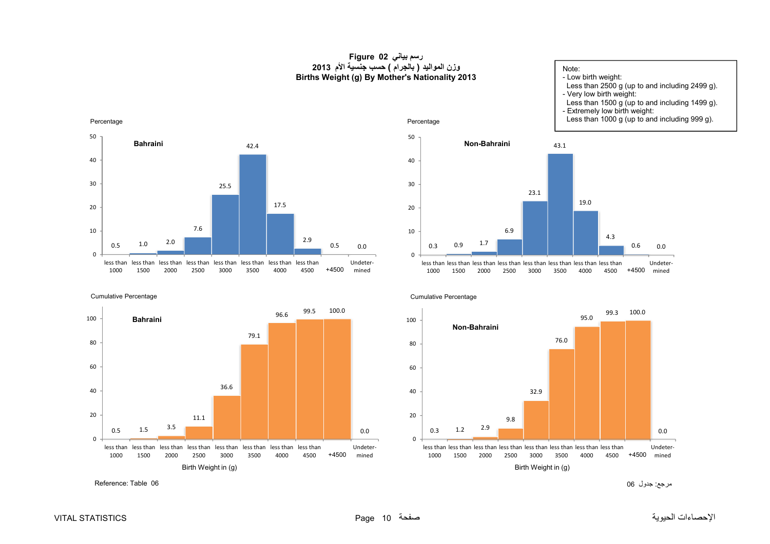# Figure 02 رسم بياني

## وزن المواليد ( بالجرام ) حسب جنسية الأم 2013

## Births Weight (g) By Mother's Nationality 2013

Note:
- Low birth weight:
  Less than 2500 g (up to and including 2499 g).
- Very low birth weight:
  Less than 1500 g (up to and including 1499 g).
- Extremely low birth weight:
  Less than 1000 g (up to and including 999 g).

### Percentage

| Birth Weight in (g) | Bahraini | Non-Bahraini |
|---|---|---|
| less than 1000 | 0.5 | 0.3 |
| less than 1500 | 1.0 | 0.9 |
| less than 2000 | 2.0 | 1.7 |
| less than 2500 | 7.6 | 6.9 |
| less than 3000 | 25.5 | 23.1 |
| less than 3500 | 42.4 | 43.1 |
| less than 4000 | 17.5 | 19.0 |
| less than 4500 | 2.9 | 4.3 |
| +4500 | 0.5 | 0.6 |
| Undeter-mined | 0.0 | 0.0 |

### Cumulative Percentage

| Birth Weight in (g) | Bahraini | Non-Bahraini |
|---|---|---|
| less than 1000 | 0.5 | 0.3 |
| less than 1500 | 1.5 | 1.2 |
| less than 2000 | 3.5 | 2.9 |
| less than 2500 | 11.1 | 9.8 |
| less than 3000 | 36.6 | 32.9 |
| less than 3500 | 79.1 | 76.0 |
| less than 4000 | 96.6 | 95.0 |
| less than 4500 | 99.5 | 99.3 |
| +4500 | 100.0 | 100.0 |
| Undeter-mined | 0.0 | 0.0 |

Reference: Table 06

مرجع: جدول 06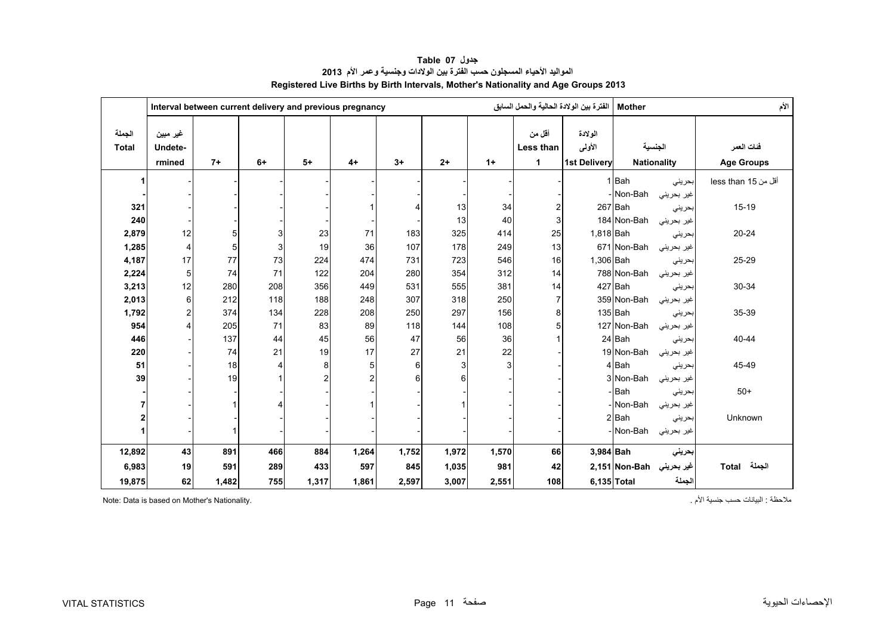**جدول Table 07**

**المواليد الأحياء المسجلون حسب الفترة بين الولادات وجنسية وعمر الأم 2013**

**Registered Live Births by Birth Intervals, Mother's Nationality and Age Groups 2013**

| الجملة Total | غير مبين Undete-rmined | 7+ | 6+ | 5+ | 4+ | 3+ | 2+ | 1+ | أقل من Less than 1 | الولادة الأولى 1st Delivery | الجنسية Nationality | | فئات العمر Age Groups |
|---|---|---|---|---|---|---|---|---|---|---|---|---|---|
| | Interval between current delivery and previous pregnancy الفترة بين الولادة الحالية والحمل السابق | | | | | | | | | | Mother الأم | | |
| 1 | - | - | - | - | - | - | - | - | - | 1 | Bah | بحريني | less than 15 أقل من 15 |
| - | - | - | - | - | - | - | - | - | - | - | Non-Bah | غير بحريني | |
| 321 | - | - | - | - | 1 | 4 | 13 | 34 | 2 | 267 | Bah | بحريني | 15-19 |
| 240 | - | - | - | - | - | - | 13 | 40 | 3 | 184 | Non-Bah | غير بحريني | |
| 2,879 | 12 | 5 | 3 | 23 | 71 | 183 | 325 | 414 | 25 | 1,818 | Bah | بحريني | 20-24 |
| 1,285 | 4 | 5 | 3 | 19 | 36 | 107 | 178 | 249 | 13 | 671 | Non-Bah | غير بحريني | |
| 4,187 | 17 | 77 | 73 | 224 | 474 | 731 | 723 | 546 | 16 | 1,306 | Bah | بحريني | 25-29 |
| 2,224 | 5 | 74 | 71 | 122 | 204 | 280 | 354 | 312 | 14 | 788 | Non-Bah | غير بحريني | |
| 3,213 | 12 | 280 | 208 | 356 | 449 | 531 | 555 | 381 | 14 | 427 | Bah | بحريني | 30-34 |
| 2,013 | 6 | 212 | 118 | 188 | 248 | 307 | 318 | 250 | 7 | 359 | Non-Bah | غير بحريني | |
| 1,792 | 2 | 374 | 134 | 228 | 208 | 250 | 297 | 156 | 8 | 135 | Bah | بحريني | 35-39 |
| 954 | 4 | 205 | 71 | 83 | 89 | 118 | 144 | 108 | 5 | 127 | Non-Bah | غير بحريني | |
| 446 | - | 137 | 44 | 45 | 56 | 47 | 56 | 36 | 1 | 24 | Bah | بحريني | 40-44 |
| 220 | - | 74 | 21 | 19 | 17 | 27 | 21 | 22 | - | 19 | Non-Bah | غير بحريني | |
| 51 | - | 18 | 4 | 8 | 5 | 6 | 3 | 3 | - | 4 | Bah | بحريني | 45-49 |
| 39 | - | 19 | 1 | 2 | 2 | 6 | 6 | - | - | 3 | Non-Bah | غير بحريني | |
| - | - | - | - | - | - | - | - | - | - | - | Bah | بحريني | 50+ |
| 7 | - | 1 | 4 | - | 1 | - | 1 | - | - | - | Non-Bah | غير بحريني | |
| 2 | - | - | - | - | - | - | - | - | - | 2 | Bah | بحريني | Unknown |
| 1 | - | 1 | - | - | - | - | - | - | - | - | Non-Bah | غير بحريني | |
| **12,892** | **43** | **891** | **466** | **884** | **1,264** | **1,752** | **1,972** | **1,570** | **66** | **3,984** | **Bah** | **بحريني** | **Total الجملة** |
| **6,983** | **19** | **591** | **289** | **433** | **597** | **845** | **1,035** | **981** | **42** | **2,151** | **Non-Bah** | **غير بحريني** | |
| **19,875** | **62** | **1,482** | **755** | **1,317** | **1,861** | **2,597** | **3,007** | **2,551** | **108** | **6,135** | **Total** | **الجملة** | |

Note: Data is based on Mother's Nationality.

ملاحظة : البيانات حسب جنسية الأم .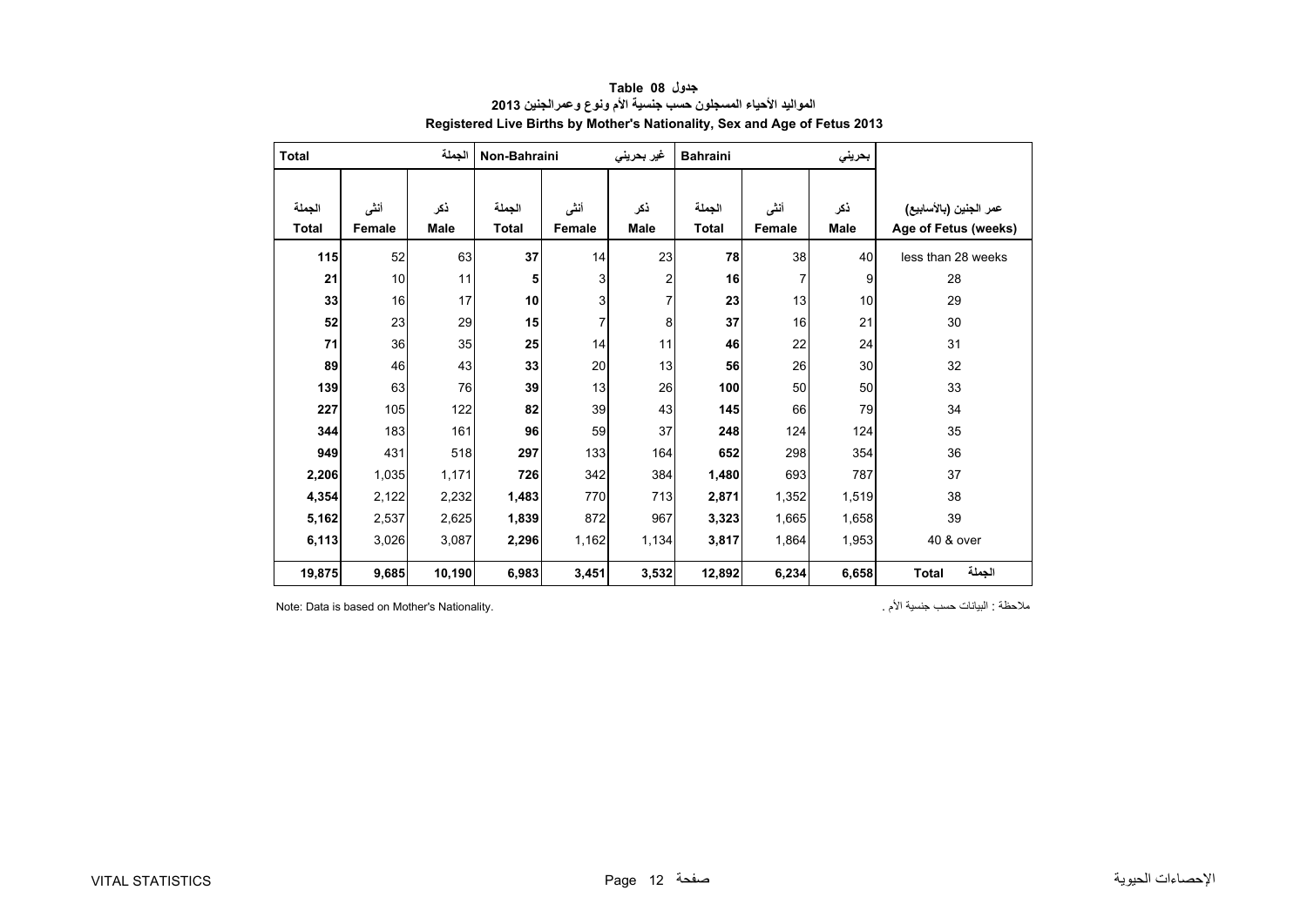**جدول 08 Table**

**المواليد الأحياء المسجلون حسب جنسية الأم ونوع وعمرالجنين 2013**

**Registered Live Births by Mother's Nationality, Sex and Age of Fetus 2013**

| Total الجملة | | | Non-Bahraini غير بحريني | | | Bahraini بحريني | | | |
|---|---|---|---|---|---|---|---|---|---|
| الجملة Total | أنثى Female | ذكر Male | الجملة Total | أنثى Female | ذكر Male | الجملة Total | أنثى Female | ذكر Male | عمر الجنين (بالأسابيع) Age of Fetus (weeks) |
| **115** | 52 | 63 | **37** | 14 | 23 | **78** | 38 | 40 | less than 28 weeks |
| **21** | 10 | 11 | **5** | 3 | 2 | **16** | 7 | 9 | 28 |
| **33** | 16 | 17 | **10** | 3 | 7 | **23** | 13 | 10 | 29 |
| **52** | 23 | 29 | **15** | 7 | 8 | **37** | 16 | 21 | 30 |
| **71** | 36 | 35 | **25** | 14 | 11 | **46** | 22 | 24 | 31 |
| **89** | 46 | 43 | **33** | 20 | 13 | **56** | 26 | 30 | 32 |
| **139** | 63 | 76 | **39** | 13 | 26 | **100** | 50 | 50 | 33 |
| **227** | 105 | 122 | **82** | 39 | 43 | **145** | 66 | 79 | 34 |
| **344** | 183 | 161 | **96** | 59 | 37 | **248** | 124 | 124 | 35 |
| **949** | 431 | 518 | **297** | 133 | 164 | **652** | 298 | 354 | 36 |
| **2,206** | 1,035 | 1,171 | **726** | 342 | 384 | **1,480** | 693 | 787 | 37 |
| **4,354** | 2,122 | 2,232 | **1,483** | 770 | 713 | **2,871** | 1,352 | 1,519 | 38 |
| **5,162** | 2,537 | 2,625 | **1,839** | 872 | 967 | **3,323** | 1,665 | 1,658 | 39 |
| **6,113** | 3,026 | 3,087 | **2,296** | 1,162 | 1,134 | **3,817** | 1,864 | 1,953 | 40 & over |
| **19,875** | **9,685** | **10,190** | **6,983** | **3,451** | **3,532** | **12,892** | **6,234** | **6,658** | **Total الجملة** |

Note: Data is based on Mother's Nationality.

ملاحظة : البيانات حسب جنسية الأم .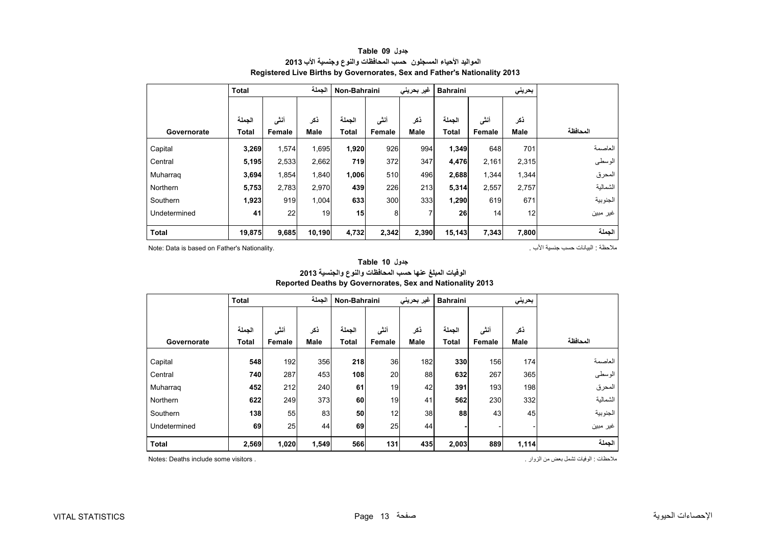### جدول Table 09

### المواليد الأحياء المسجلون حسب المحافظات والنوع وجنسية الأب 2013

### Registered Live Births by Governorates, Sex and Father's Nationality 2013

| | Total | | الجملة | Non-Bahraini | | غير بحريني | Bahraini | | بحريني | |
|---|---|---|---|---|---|---|---|---|---|---|
| Governorate | الجملة Total | أنثى Female | ذكر Male | الجملة Total | أنثى Female | ذكر Male | الجملة Total | أنثى Female | ذكر Male | المحافظة |
| Capital | **3,269** | 1,574 | 1,695 | **1,920** | 926 | 994 | **1,349** | 648 | 701 | العاصمة |
| Central | **5,195** | 2,533 | 2,662 | **719** | 372 | 347 | **4,476** | 2,161 | 2,315 | الوسطى |
| Muharraq | **3,694** | 1,854 | 1,840 | **1,006** | 510 | 496 | **2,688** | 1,344 | 1,344 | المحرق |
| Northern | **5,753** | 2,783 | 2,970 | **439** | 226 | 213 | **5,314** | 2,557 | 2,757 | الشمالية |
| Southern | **1,923** | 919 | 1,004 | **633** | 300 | 333 | **1,290** | 619 | 671 | الجنوبية |
| Undetermined | **41** | 22 | 19 | **15** | 8 | 7 | **26** | 14 | 12 | غير مبين |
| **Total** | **19,875** | **9,685** | **10,190** | **4,732** | **2,342** | **2,390** | **15,143** | **7,343** | **7,800** | **الجملة** |

Note: Data is based on Father's Nationality. ملاحظة : البيانات حسب جنسية الأب .

### جدول Table 10

### الوفيات المبلغ عنها حسب المحافظات والنوع والجنسية 2013

### Reported Deaths by Governorates, Sex and Nationality 2013

| | Total | | الجملة | Non-Bahraini | | غير بحريني | Bahraini | | بحريني | |
|---|---|---|---|---|---|---|---|---|---|---|
| Governorate | الجملة Total | أنثى Female | ذكر Male | الجملة Total | أنثى Female | ذكر Male | الجملة Total | أنثى Female | ذكر Male | المحافظة |
| Capital | **548** | 192 | 356 | **218** | 36 | 182 | **330** | 156 | 174 | العاصمة |
| Central | **740** | 287 | 453 | **108** | 20 | 88 | **632** | 267 | 365 | الوسطى |
| Muharraq | **452** | 212 | 240 | **61** | 19 | 42 | **391** | 193 | 198 | المحرق |
| Northern | **622** | 249 | 373 | **60** | 19 | 41 | **562** | 230 | 332 | الشمالية |
| Southern | **138** | 55 | 83 | **50** | 12 | 38 | **88** | 43 | 45 | الجنوبية |
| Undetermined | **69** | 25 | 44 | **69** | 25 | 44 | **-** | - | - | غير مبين |
| **Total** | **2,569** | **1,020** | **1,549** | **566** | **131** | **435** | **2,003** | **889** | **1,114** | **الجملة** |

Notes: Deaths include some visitors . ملاحظات : الوفيات تشمل بعض من الزوار .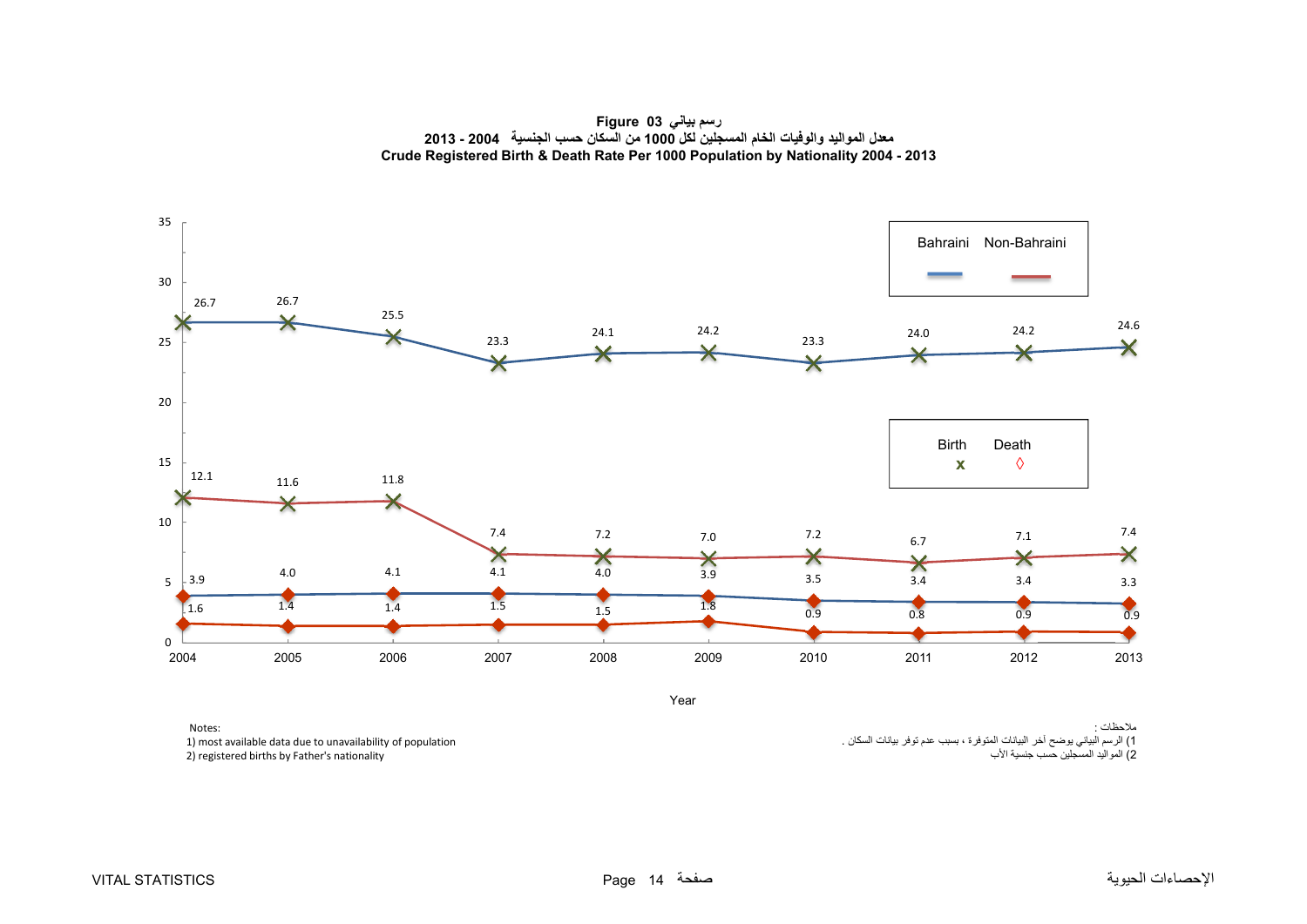**Figure 03 رسم بياني**

**معدل المواليد والوفيات الخام المسجلين لكل 1000 من السكان حسب الجنسية 2004 - 2013**

**Crude Registered Birth & Death Rate Per 1000 Population by Nationality 2004 - 2013**

| Year | Bahraini Birth | Non-Bahraini Birth | Bahraini Death | Non-Bahraini Death |
|---|---|---|---|---|
| 2004 | 26.7 | 12.1 | 3.9 | 1.6 |
| 2005 | 26.7 | 11.6 | 4.0 | 1.4 |
| 2006 | 25.5 | 11.8 | 4.1 | 1.4 |
| 2007 | 23.3 | 7.4 | 4.1 | 1.5 |
| 2008 | 24.1 | 7.2 | 4.0 | 1.5 |
| 2009 | 24.2 | 7.0 | 3.9 | 1.8 |
| 2010 | 23.3 | 7.2 | 3.5 | 0.9 |
| 2011 | 24.0 | 6.7 | 3.4 | 0.8 |
| 2012 | 24.2 | 7.1 | 3.4 | 0.9 |
| 2013 | 24.6 | 7.4 | 3.3 | 0.9 |

Notes:
1) most available data due to unavailability of population
2) registered births by Father's nationality

ملاحظات :
1) الرسم البياني يوضح أخر البيانات المتوفرة ، بسبب عدم توفر بيانات السكان .
2) المواليد المسجلين حسب جنسية الأب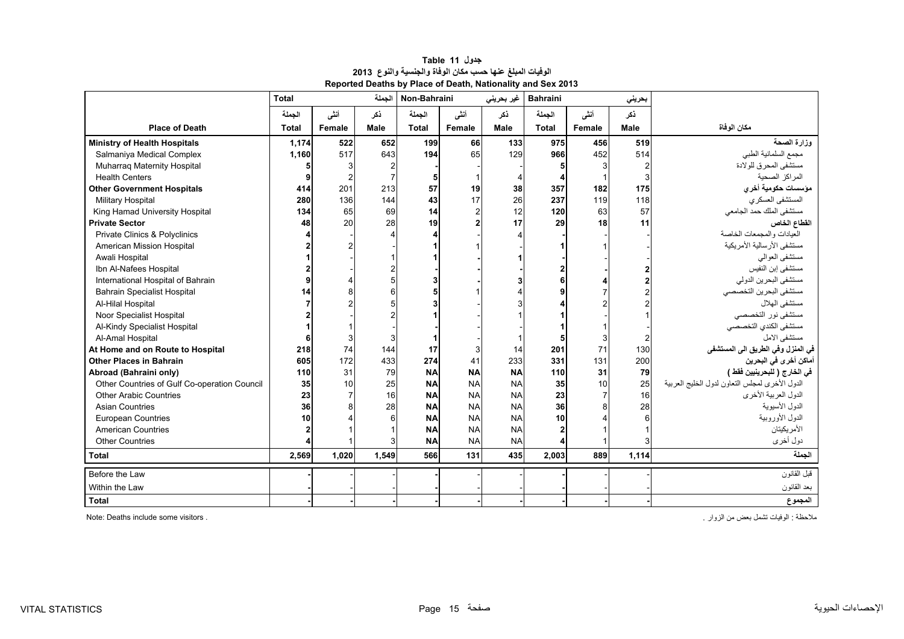**جدول 11 Table**

**الوفيات المبلغ عنها حسب مكان الوفاة والجنسية والنوع 2013**

**Reported Deaths by Place of Death, Nationality and Sex 2013**

| | Total | | الجملة | Non-Bahraini | | غير بحريني | Bahraini | | بحريني | |
|---|---|---|---|---|---|---|---|---|---|---|
| | الجملة | أنثى | ذكر | الجملة | أنثى | ذكر | الجملة | أنثى | ذكر | |
| **Place of Death** | **Total** | **Female** | **Male** | **Total** | **Female** | **Male** | **Total** | **Female** | **Male** | **مكان الوفاة** |
| **Ministry of Health Hospitals** | **1,174** | **522** | **652** | **199** | **66** | **133** | **975** | **456** | **519** | **وزارة الصحة** |
| Salmaniya Medical Complex | **1,160** | 517 | 643 | **194** | 65 | 129 | **966** | 452 | 514 | مجمع السلمانية الطبي |
| Muharraq Maternity Hospital | **5** | 3 | 2 | **-** | - | - | **5** | 3 | 2 | مستشفى المحرق للولادة |
| Health Centers | **9** | 2 | 7 | **5** | 1 | 4 | **4** | 1 | 3 | المراكز الصحية |
| **Other Government Hospitals** | **414** | 201 | 213 | **57** | **19** | **38** | **357** | **182** | **175** | **مؤسسات حكومية أخرى** |
| Military Hospital | **280** | 136 | 144 | **43** | 17 | 26 | **237** | 119 | 118 | المستشفى العسكري |
| King Hamad University Hospital | **134** | 65 | 69 | **14** | 2 | 12 | **120** | 63 | 57 | مستشفى الملك حمد الجامعي |
| **Private Sector** | **48** | 20 | 28 | **19** | **2** | **17** | **29** | **18** | **11** | **القطاع الخاص** |
| Private Clinics & Polyclinics | **4** | - | 4 | **4** | - | 4 | **-** | - | - | العيادات والمجمعات الخاصة |
| American Mission Hospital | **2** | 2 | - | **1** | 1 | - | **1** | 1 | - | مستشفى الأرسالية الأمريكية |
| Awali Hospital | **1** | - | 1 | **1** | - | **1** | **-** | - | - | مستشفى العوالي |
| Ibn Al-Nafees Hospital | **2** | - | 2 | **-** | - | - | **2** | - | **2** | مستشفى إبن النفيس |
| International Hospital of Bahrain | **9** | 4 | 5 | **3** | - | **3** | **6** | **4** | **2** | مستشفى البحرين الدولي |
| Bahrain Specialist Hospital | **14** | 8 | 6 | **5** | 1 | 4 | **9** | 7 | 2 | مستشفى البحرين التخصصي |
| Al-Hilal Hospital | **7** | 2 | 5 | **3** | - | 3 | **4** | 2 | 2 | مستشفى الهلال |
| Noor Specialist Hospital | **2** | - | 2 | **1** | - | 1 | **1** | - | 1 | مستشفى نور التخصصي |
| Al-Kindy Specialist Hospital | **1** | 1 | - | **-** | - | - | **1** | 1 | - | مستشفى الكندي التخصصي |
| Al-Amal Hospital | **6** | 3 | 3 | **1** | - | 1 | **5** | 3 | 2 | مستشفى الامل |
| **At Home and on Route to Hospital** | **218** | 74 | 144 | **17** | 3 | 14 | **201** | 71 | 130 | **في المنزل وفي الطريق الى المستشفى** |
| **Other Places in Bahrain** | **605** | 172 | 433 | **274** | 41 | 233 | **331** | 131 | 200 | **أماكن أخرى في البحرين** |
| **Abroad (Bahraini only)** | **110** | 31 | 79 | **NA** | **NA** | **NA** | **110** | **31** | **79** | **في الخارج ( للبحرينيين فقط )** |
| Other Countries of Gulf Co-operation Council | **35** | 10 | 25 | **NA** | NA | NA | **35** | 10 | 25 | الدول الأخرى لمجلس التعاون لدول الخليج العربية |
| Other Arabic Countries | **23** | 7 | 16 | **NA** | NA | NA | **23** | 7 | 16 | الدول العربية الأخرى |
| Asian Countries | **36** | 8 | 28 | **NA** | NA | NA | **36** | 8 | 28 | الدول الأسيوية |
| European Countries | **10** | 4 | 6 | **NA** | NA | NA | **10** | 4 | 6 | الدول الأوروبية |
| American Countries | **2** | 1 | 1 | **NA** | NA | NA | **2** | 1 | 1 | الأمريكيتان |
| Other Countries | **4** | 1 | 3 | **NA** | NA | NA | **4** | 1 | 3 | دول أخرى |
| **Total** | **2,569** | **1,020** | **1,549** | **566** | **131** | **435** | **2,003** | **889** | **1,114** | **الجملة** |
| Before the Law | **-** | - | - | **-** | - | - | **-** | - | - | قبل القانون |
| Within the Law | **-** | - | - | **-** | - | - | **-** | - | - | بعد القانون |
| **Total** | **-** | **-** | **-** | **-** | **-** | **-** | **-** | **-** | **-** | **المجموع** |

Note: Deaths include some visitors .

ملاحظة : الوفيات تشمل بعض من الزوار .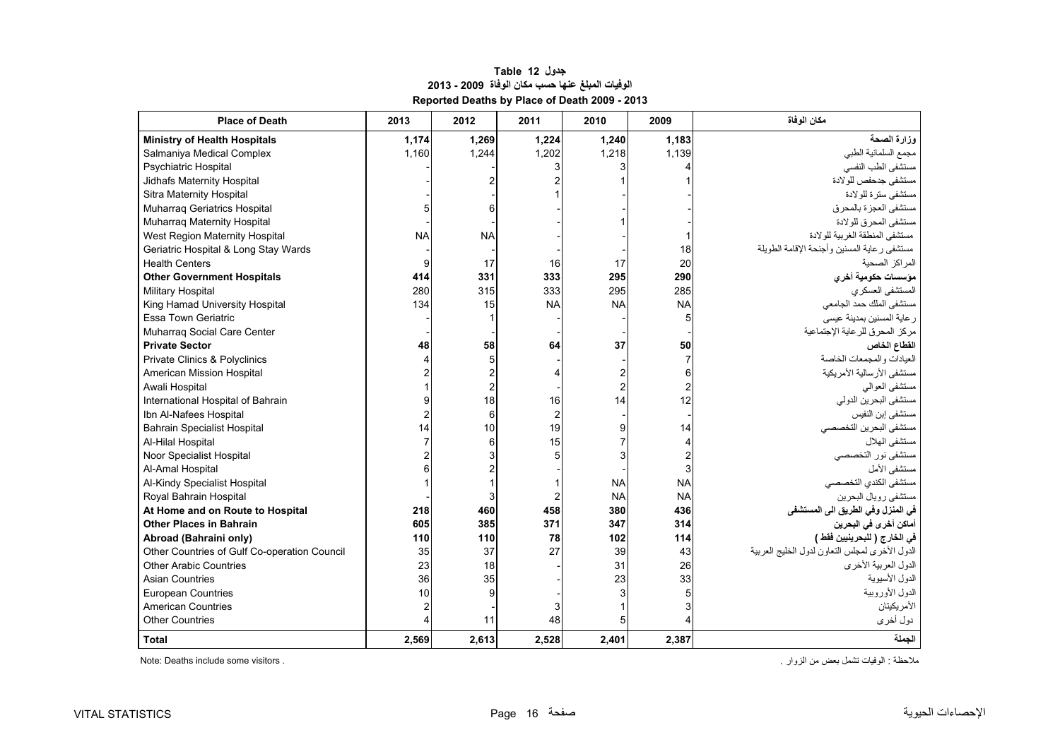**جدول 12 Table**

**الوفيات المبلغ عنها حسب مكان الوفاة 2009 - 2013**

**Reported Deaths by Place of Death 2009 - 2013**

| Place of Death | 2013 | 2012 | 2011 | 2010 | 2009 | مكان الوفاة |
|---|---|---|---|---|---|---|
| **Ministry of Health Hospitals** | **1,174** | **1,269** | **1,224** | **1,240** | **1,183** | **وزارة الصحة** |
| Salmaniya Medical Complex | 1,160 | 1,244 | 1,202 | 1,218 | 1,139 | مجمع السلمانية الطبي |
| Psychiatric Hospital | - | - | 3 | 3 | 4 | مستشفى الطب النفسي |
| Jidhafs Maternity Hospital | - | 2 | 2 | 1 | 1 | مستشفى جدحفص للولادة |
| Sitra Maternity Hospital | - | - | 1 | - | - | مستشفى سترة للولادة |
| Muharraq Geriatrics Hospital | 5 | 6 | - | - | - | مستشفى العجزة بالمحرق |
| Muharraq Maternity Hospital | - | - | - | 1 | - | مستشفى المحرق للولادة |
| West Region Maternity Hospital | NA | NA | - | - | 1 | مستشفى المنطقة الغربية للولادة |
| Geriatric Hospital & Long Stay Wards | - | - | - | - | 18 | مستشفى رعاية المسنين وأجنحة الإقامة الطويلة |
| Health Centers | 9 | 17 | 16 | 17 | 20 | المراكز الصحية |
| **Other Government Hospitals** | **414** | **331** | **333** | **295** | **290** | **مؤسسات حكومية أخرى** |
| Military Hospital | 280 | 315 | 333 | 295 | 285 | المستشفى العسكري |
| King Hamad University Hospital | 134 | 15 | NA | NA | NA | مستشفى الملك حمد الجامعي |
| Essa Town Geriatric | - | 1 | - | - | 5 | رعاية المسنين بمدينة عيسى |
| Muharraq Social Care Center | - | - | - | - | - | مركز المحرق للرعاية الإجتماعية |
| **Private Sector** | **48** | **58** | **64** | **37** | **50** | **القطاع الخاص** |
| Private Clinics & Polyclinics | 4 | 5 | - | - | 7 | العيادات والمجمعات الخاصة |
| American Mission Hospital | 2 | 2 | 4 | 2 | 6 | مستشفى الأرسالية الأمريكية |
| Awali Hospital | 1 | 2 | - | 2 | 2 | مستشفى العوالي |
| International Hospital of Bahrain | 9 | 18 | 16 | 14 | 12 | مستشفى البحرين الدولي |
| Ibn Al-Nafees Hospital | 2 | 6 | 2 | - | - | مستشفى إبن النفيس |
| Bahrain Specialist Hospital | 14 | 10 | 19 | 9 | 14 | مستشفى البحرين التخصصي |
| Al-Hilal Hospital | 7 | 6 | 15 | 7 | 4 | مستشفى الهلال |
| Noor Specialist Hospital | 2 | 3 | 5 | 3 | 2 | مستشفى نور التخصصي |
| Al-Amal Hospital | 6 | 2 | - | - | 3 | مستشفى الأمل |
| Al-Kindy Specialist Hospital | 1 | 1 | 1 | NA | NA | مستشفى الكندي التخصصي |
| Royal Bahrain Hospital | - | 3 | 2 | NA | NA | مستشفى رويال البحرين |
| **At Home and on Route to Hospital** | **218** | **460** | **458** | **380** | **436** | **في المنزل وفي الطريق الى المستشفى** |
| **Other Places in Bahrain** | **605** | **385** | **371** | **347** | **314** | **أماكن أخرى في البحرين** |
| **Abroad (Bahraini only)** | **110** | **110** | **78** | **102** | **114** | **في الخارج ( للبحرينيين فقط )** |
| Other Countries of Gulf Co-operation Council | 35 | 37 | 27 | 39 | 43 | الدول الأخرى لمجلس التعاون لدول الخليج العربية |
| Other Arabic Countries | 23 | 18 | - | 31 | 26 | الدول العربية الأخرى |
| Asian Countries | 36 | 35 | - | 23 | 33 | الدول الآسيوية |
| European Countries | 10 | 9 | - | 3 | 5 | الدول الأوروبية |
| American Countries | 2 | - | 3 | 1 | 3 | الأمريكيتان |
| Other Countries | 4 | 11 | 48 | 5 | 4 | دول أخرى |
| **Total** | **2,569** | **2,613** | **2,528** | **2,401** | **2,387** | **الجملة** |

Note: Deaths include some visitors .

ملاحظة : الوفيات تشمل بعض من الزوار .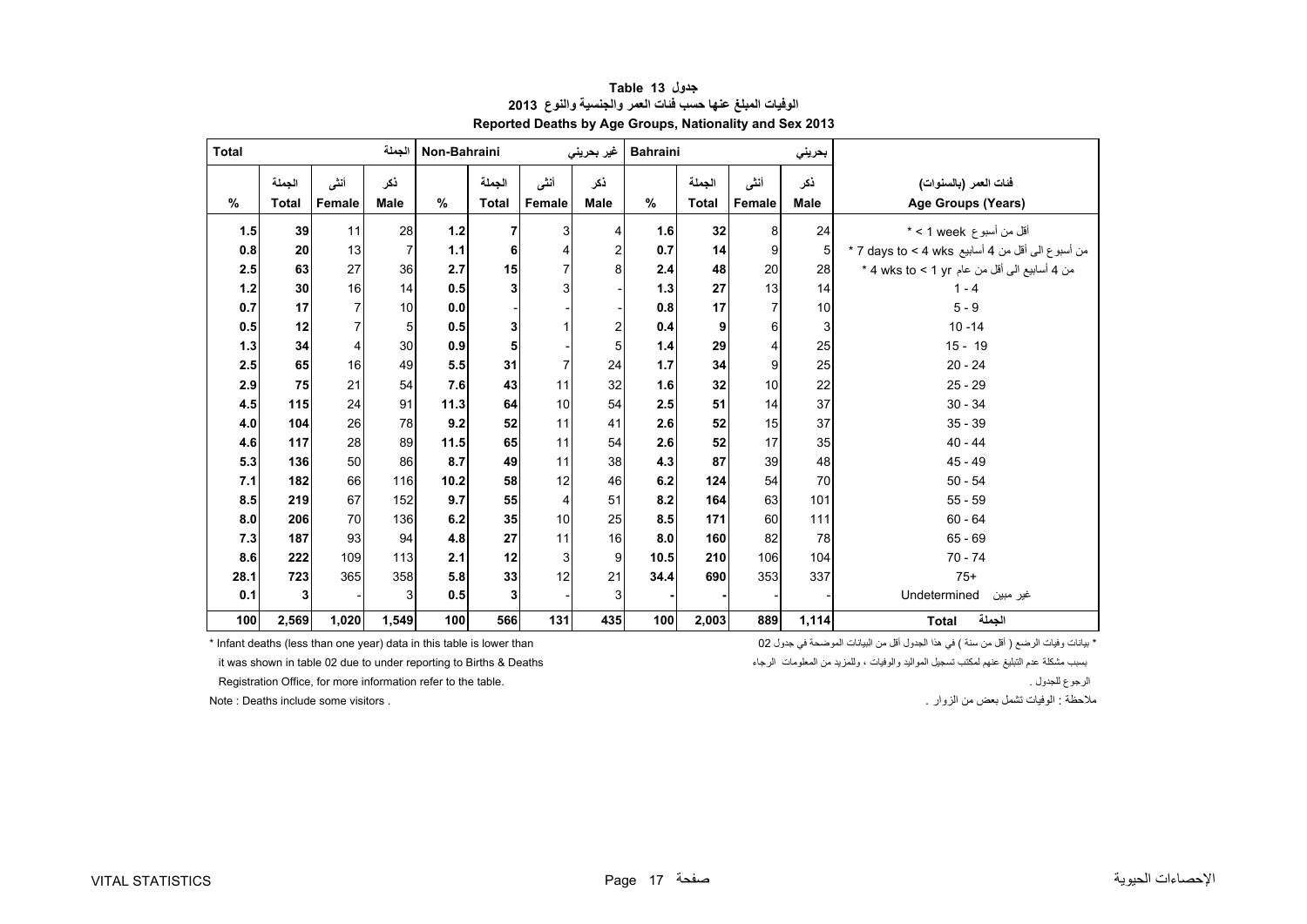# جدول 13 Table

## الوفيات المبلغ عنها حسب فئات العمر والجنسية والنوع 2013

## Reported Deaths by Age Groups, Nationality and Sex 2013

| Total | | | الجملة | Non-Bahraini | | | غير بحريني | Bahraini | | | بحريني | |
|---|---|---|---|---|---|---|---|---|---|---|---|---|
| % | الجملة Total | أنثى Female | ذكر Male | % | الجملة Total | أنثى Female | ذكر Male | % | الجملة Total | أنثى Female | ذكر Male | فئات العمر (بالسنوات) Age Groups (Years) |
| 1.5 | 39 | 11 | 28 | 1.2 | 7 | 3 | 4 | 1.6 | 32 | 8 | 24 | أقل من أسبوع 1 week > * |
| 0.8 | 20 | 13 | 7 | 1.1 | 6 | 4 | 2 | 0.7 | 14 | 9 | 5 | من أسبوع الى أقل من 4 أسابيع 7 days to < 4 wks * |
| 2.5 | 63 | 27 | 36 | 2.7 | 15 | 7 | 8 | 2.4 | 48 | 20 | 28 | من 4 أسابيع الى أقل من عام 4 wks to < 1 yr * |
| 1.2 | 30 | 16 | 14 | 0.5 | 3 | 3 | - | 1.3 | 27 | 13 | 14 | 1 - 4 |
| 0.7 | 17 | 7 | 10 | 0.0 | - | - | - | 0.8 | 17 | 7 | 10 | 5 - 9 |
| 0.5 | 12 | 7 | 5 | 0.5 | 3 | 1 | 2 | 0.4 | 9 | 6 | 3 | 10 -14 |
| 1.3 | 34 | 4 | 30 | 0.9 | 5 | - | 5 | 1.4 | 29 | 4 | 25 | 15 - 19 |
| 2.5 | 65 | 16 | 49 | 5.5 | 31 | 7 | 24 | 1.7 | 34 | 9 | 25 | 20 - 24 |
| 2.9 | 75 | 21 | 54 | 7.6 | 43 | 11 | 32 | 1.6 | 32 | 10 | 22 | 25 - 29 |
| 4.5 | 115 | 24 | 91 | 11.3 | 64 | 10 | 54 | 2.5 | 51 | 14 | 37 | 30 - 34 |
| 4.0 | 104 | 26 | 78 | 9.2 | 52 | 11 | 41 | 2.6 | 52 | 15 | 37 | 35 - 39 |
| 4.6 | 117 | 28 | 89 | 11.5 | 65 | 11 | 54 | 2.6 | 52 | 17 | 35 | 40 - 44 |
| 5.3 | 136 | 50 | 86 | 8.7 | 49 | 11 | 38 | 4.3 | 87 | 39 | 48 | 45 - 49 |
| 7.1 | 182 | 66 | 116 | 10.2 | 58 | 12 | 46 | 6.2 | 124 | 54 | 70 | 50 - 54 |
| 8.5 | 219 | 67 | 152 | 9.7 | 55 | 4 | 51 | 8.2 | 164 | 63 | 101 | 55 - 59 |
| 8.0 | 206 | 70 | 136 | 6.2 | 35 | 10 | 25 | 8.5 | 171 | 60 | 111 | 60 - 64 |
| 7.3 | 187 | 93 | 94 | 4.8 | 27 | 11 | 16 | 8.0 | 160 | 82 | 78 | 65 - 69 |
| 8.6 | 222 | 109 | 113 | 2.1 | 12 | 3 | 9 | 10.5 | 210 | 106 | 104 | 70 - 74 |
| 28.1 | 723 | 365 | 358 | 5.8 | 33 | 12 | 21 | 34.4 | 690 | 353 | 337 | 75+ |
| 0.1 | 3 | - | 3 | 0.5 | 3 | - | 3 | - | - | - | - | غير مبين Undetermined |
| 100 | 2,569 | 1,020 | 1,549 | 100 | 566 | 131 | 435 | 100 | 2,003 | 889 | 1,114 | الجملة Total |

* Infant deaths (less than one year) data in this table is lower than it was shown in table 02 due to under reporting to Births & Deaths Registration Office, for more information refer to the table.

Note : Deaths include some visitors .

* بيانات وفيات الرضع ( أقل من سنة ) في هذا الجدول أقل من البيانات الموضحة في جدول 02 بسبب مشكلة عدم التبليغ عنهم لمكتب تسجيل المواليد والوفيات ، وللمزيد من المعلومات الرجاء الرجوع للجدول .

ملاحظة : الوفيات تشمل بعض من الزوار .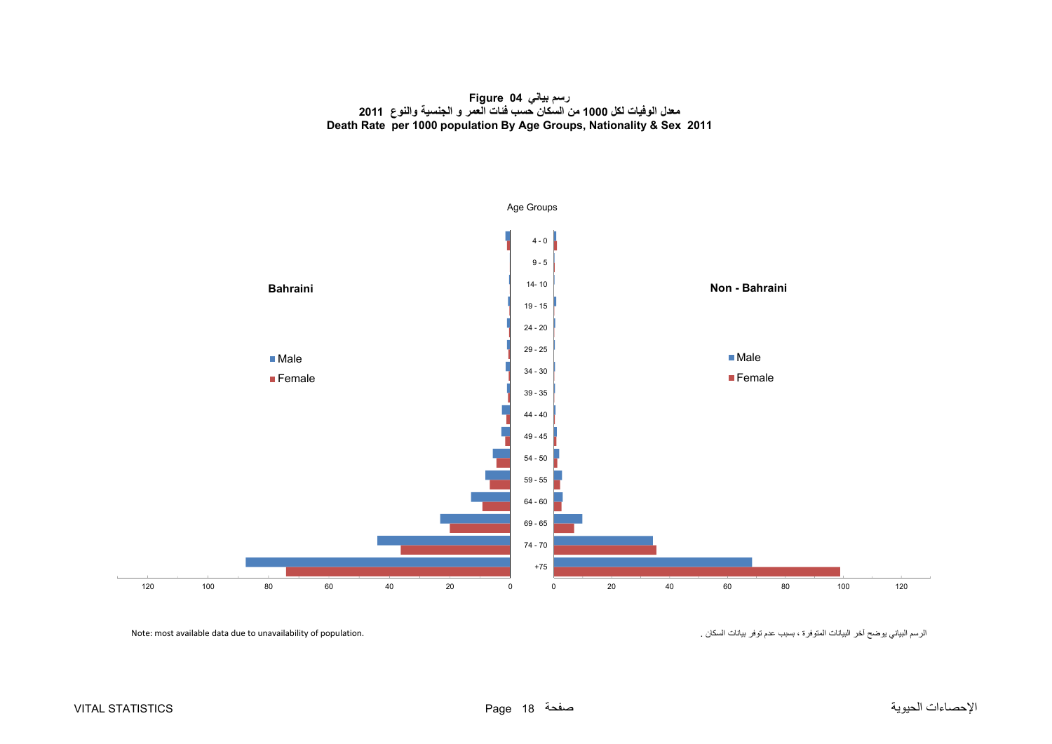**Figure 04 رسم بياني**

**معدل الوفيات لكل 1000 من السكان حسب فئات العمر و الجنسية والنوع 2011**

**Death Rate per 1000 population By Age Groups, Nationality & Sex 2011**

Age Groups

**Bahraini**

**Non - Bahraini**

Male

Female

4 - 0
9 - 5
14- 10
19 - 15
24 - 20
29 - 25
34 - 30
39 - 35
44 - 40
49 - 45
54 - 50
59 - 55
64 - 60
69 - 65
74 - 70
+75

120 100 80 60 40 20 0 | 0 20 40 60 80 100 120

Note: most available data due to unavailability of population.

الرسم البياني يوضح آخر البيانات المتوفرة ، بسبب عدم توفر بيانات السكان .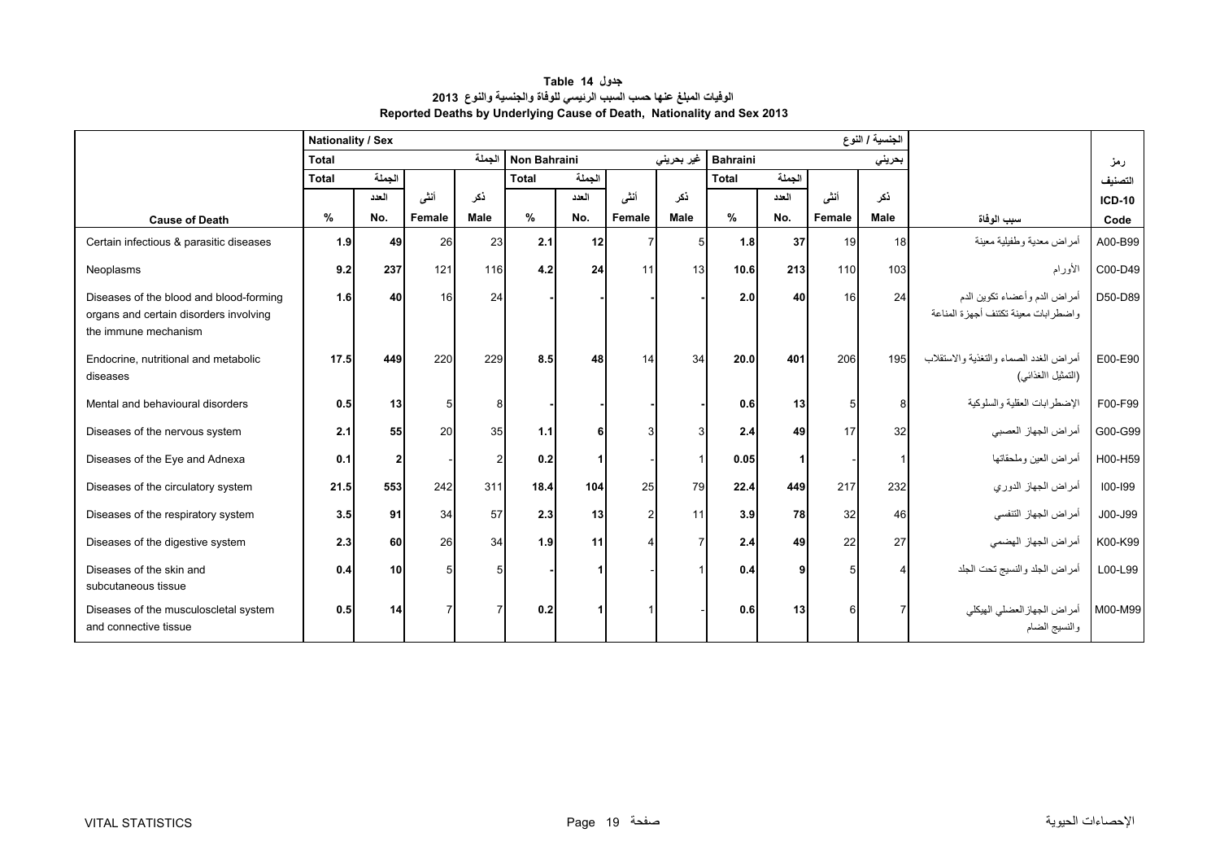**جدول Table 14**

**الوفيات المبلغ عنها حسب السبب الرئيسي للوفاة والجنسية والنوع 2013**

**Reported Deaths by Underlying Cause of Death, Nationality and Sex 2013**

| | Nationality / Sex | | | | | | | | | | | الجنسية / النوع | | |
|---|---|---|---|---|---|---|---|---|---|---|---|---|---|---|
| | Total | | | الجملة | Non Bahraini | | | غير بحريني | Bahraini | | | بحريني | | رمز |
| | Total | الجملة | | | Total | الجملة | | | Total | الجملة | | | | التصنيف |
| | | العدد | أنثى | ذكر | | العدد | أنثى | ذكر | | العدد | أنثى | ذكر | | ICD-10 |
| **Cause of Death** | % | No. | Female | Male | % | No. | Female | Male | % | No. | Female | Male | سبب الوفاة | Code |
| Certain infectious & parasitic diseases | 1.9 | 49 | 26 | 23 | 2.1 | 12 | 7 | 5 | 1.8 | 37 | 19 | 18 | أمراض معدية وطفيلية معينة | A00-B99 |
| Neoplasms | 9.2 | 237 | 121 | 116 | 4.2 | 24 | 11 | 13 | 10.6 | 213 | 110 | 103 | الأورام | C00-D49 |
| Diseases of the blood and blood-forming organs and certain disorders involving the immune mechanism | 1.6 | 40 | 16 | 24 | - | - | - | - | 2.0 | 40 | 16 | 24 | أمراض الدم وأعضاء تكوين الدم واضطرابات معينة تكتنف أجهزة المناعة | D50-D89 |
| Endocrine, nutritional and metabolic diseases | 17.5 | 449 | 220 | 229 | 8.5 | 48 | 14 | 34 | 20.0 | 401 | 206 | 195 | أمراض الغدد الصماء والتغذية والاستقلاب (التمثيل االغذائي) | E00-E90 |
| Mental and behavioural disorders | 0.5 | 13 | 5 | 8 | - | - | - | - | 0.6 | 13 | 5 | 8 | الإضطرابات العقلية والسلوكية | F00-F99 |
| Diseases of the nervous system | 2.1 | 55 | 20 | 35 | 1.1 | 6 | 3 | 3 | 2.4 | 49 | 17 | 32 | أمراض الجهاز العصبي | G00-G99 |
| Diseases of the Eye and Adnexa | 0.1 | 2 | - | 2 | 0.2 | 1 | - | 1 | 0.05 | 1 | - | 1 | أمراض العين وملحقاتها | H00-H59 |
| Diseases of the circulatory system | 21.5 | 553 | 242 | 311 | 18.4 | 104 | 25 | 79 | 22.4 | 449 | 217 | 232 | أمراض الجهاز الدوري | I00-I99 |
| Diseases of the respiratory system | 3.5 | 91 | 34 | 57 | 2.3 | 13 | 2 | 11 | 3.9 | 78 | 32 | 46 | أمراض الجهاز التنفسي | J00-J99 |
| Diseases of the digestive system | 2.3 | 60 | 26 | 34 | 1.9 | 11 | 4 | 7 | 2.4 | 49 | 22 | 27 | أمراض الجهاز الهضمي | K00-K99 |
| Diseases of the skin and subcutaneous tissue | 0.4 | 10 | 5 | 5 | - | 1 | - | 1 | 0.4 | 9 | 5 | 4 | أمراض الجلد والنسيج تحت الجلد | L00-L99 |
| Diseases of the musculoscletal system and connective tissue | 0.5 | 14 | 7 | 7 | 0.2 | 1 | 1 | - | 0.6 | 13 | 6 | 7 | أمراض الجهازالعضلي الهيكلي والنسيج الضام | M00-M99 |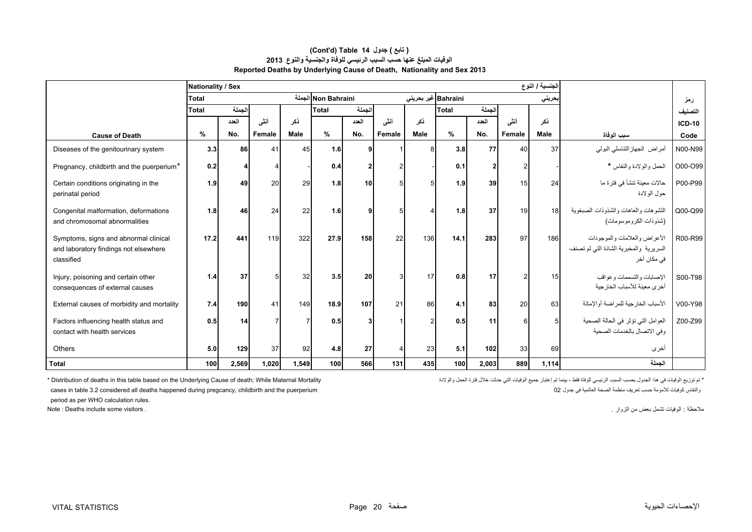**(Cont'd) Table 14 جدول ( تابع )**

**الوفيات المبلغ عنها حسب السبب الرئيسي للوفاة والجنسية والنوع 2013**

**Reported Deaths by Underlying Cause of Death, Nationality and Sex 2013**

| | Nationality / Sex | | | | | | | | | | | الجنسية / النوع | | |
|---|---|---|---|---|---|---|---|---|---|---|---|---|---|---|
| | Total | | | الجملة | Non Bahraini | | | غير بحريني | Bahraini | | | بحريني | | رمز |
| | Total | الجملة | | | Total | الجملة | | | Total | الجملة | | | | التصنيف |
| | | العدد | أنثى | ذكر | | العدد | أنثى | ذكر | | العدد | أنثى | ذكر | | ICD-10 |
| **Cause of Death** | % | No. | Female | Male | % | No. | Female | Male | % | No. | Female | Male | سبب الوفاة | Code |
| Diseases of the genitourinary system | **3.3** | **86** | 41 | 45 | **1.6** | **9** | 1 | 8 | **3.8** | **77** | 40 | 37 | أمراض الجهازالتناسلي البولي | N00-N99 |
| Pregnancy, childbirth and the puerperium* | **0.2** | **4** | 4 | - | **0.4** | **2** | 2 | - | **0.1** | **2** | 2 | - | الحمل والولادة والنفاس * | O00-O99 |
| Certain conditions originating in the perinatal period | **1.9** | **49** | 20 | 29 | **1.8** | **10** | 5 | 5 | **1.9** | **39** | 15 | 24 | حالات معينة تنشأ في فترة ما حول الولادة | P00-P99 |
| Congenital malformation, deformations and chromosomal abnormalities | **1.8** | **46** | 24 | 22 | **1.6** | **9** | 5 | 4 | **1.8** | **37** | 19 | 18 | التشوهات والعاهات والشذوذات الصبغوية (شذوذات الكروموسومات) | Q00-Q99 |
| Symptoms, signs and abnormal clinical and laboratory findings not elsewhere classified | **17.2** | **441** | 119 | 322 | **27.9** | **158** | 22 | 136 | **14.1** | **283** | 97 | 186 | الأعراض والعلامات والموجودات السريرية والمخبرية الشاذة التي لم تصنف في مكان آخر | R00-R99 |
| Injury, poisoning and certain other consequences of external causes | **1.4** | **37** | 5 | 32 | **3.5** | **20** | 3 | 17 | **0.8** | **17** | 2 | 15 | الإصابات والتسممات وعواقب أخرى معينة للأسباب الخارجية | S00-T98 |
| External causes of morbidity and mortality | **7.4** | **190** | 41 | 149 | **18.9** | **107** | 21 | 86 | **4.1** | **83** | 20 | 63 | الأسباب الخارجية للمراضة أوالإماتة | V00-Y98 |
| Factors influencing health status and contact with health services | **0.5** | **14** | 7 | 7 | **0.5** | **3** | 1 | 2 | **0.5** | **11** | 6 | 5 | العوامل التي تؤثر في الحالة الصحية وفي الاتصال بالخدمات الصحية | Z00-Z99 |
| Others | **5.0** | **129** | 37 | 92 | **4.8** | **27** | 4 | 23 | **5.1** | **102** | 33 | 69 | أخرى | |
| **Total** | **100** | **2,569** | **1,020** | **1,549** | **100** | **566** | **131** | **435** | **100** | **2,003** | **889** | **1,114** | **الجملة** | |

\* Distribution of deaths in this table based on the Underlying Cause of death; While Maternal Mortality cases in table 3.2 considered all deaths happened during pregcancy, childbirth and the puerperium period as per WHO calculation rules.

Note : Deaths include some visitors .

\* تم توزيع الوفيات في هذا الجدول بحسب السبب الرئيسي للوفاة فقط ، بينما تم إعتبار جميع الوفيات التي حدثت خلال فترة الحمل والولادة والنفاس كوفيات للأمومة حسب تعريف منظمة الصحة العالمية في جدول 02

ملاحظة : الوفيات تشمل بعض من الزوار .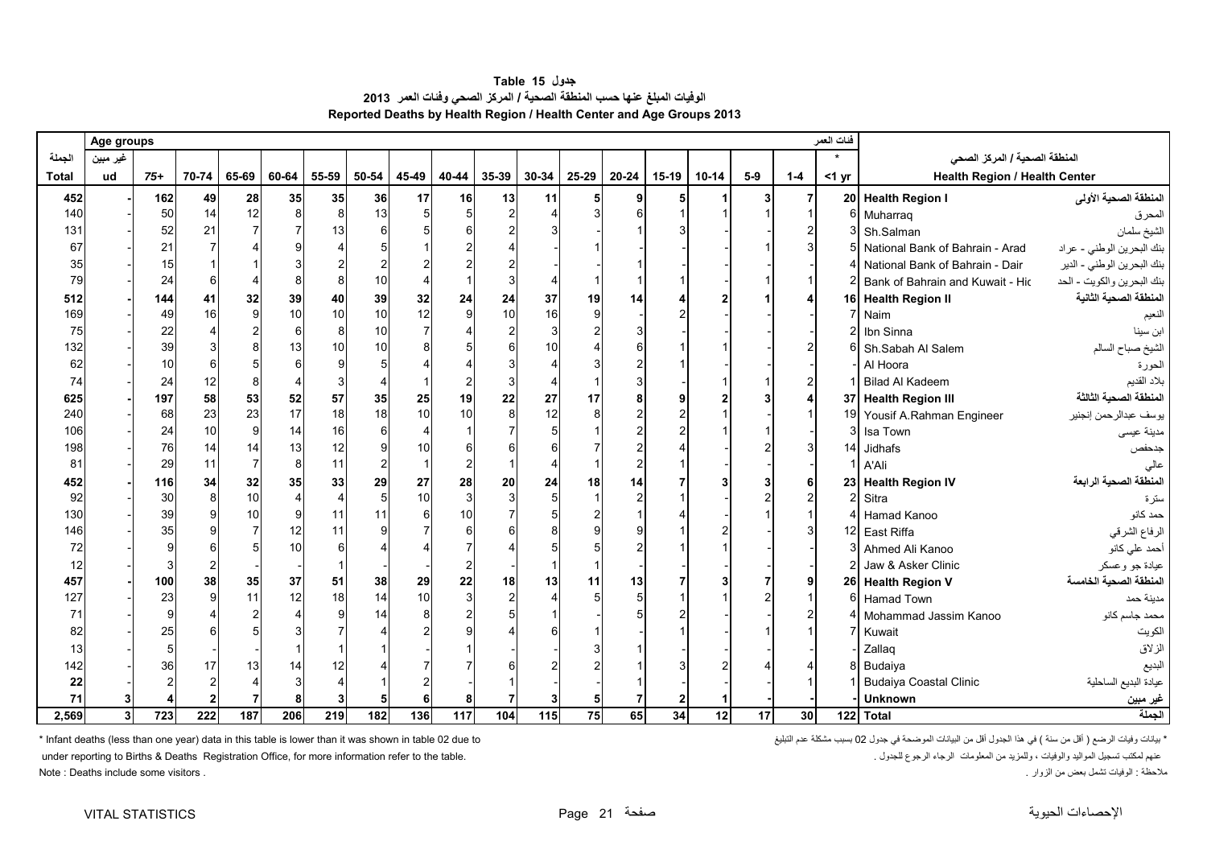**Table 15 جدول**

**الوفيات المبلغ عنها حسب المنطقة الصحية / المركز الصحي وفئات العمر 2013**

**Reported Deaths by Health Region / Health Center and Age Groups 2013**

| الجملة | Age groups غير مبين | | | | | | | | | | | | | | | | | فئات العمر * | المنطقة الصحية / المركز الصحي | |
|---|---|---|---|---|---|---|---|---|---|---|---|---|---|---|---|---|---|---|---|---|
| **Total** | **ud** | **75+** | **70-74** | **65-69** | **60-64** | **55-59** | **50-54** | **45-49** | **40-44** | **35-39** | **30-34** | **25-29** | **20-24** | **15-19** | **10-14** | **5-9** | **1-4** | **<1 yr** | **Health Region / Health Center** | |
| **452** | **-** | **162** | **49** | **28** | **35** | **35** | **36** | **17** | **16** | **13** | **11** | **5** | **9** | **5** | **1** | **3** | **7** | **20** | **Health Region I** | **المنطقة الصحية الأولى** |
| 140 | - | 50 | 14 | 12 | 8 | 8 | 13 | 5 | 5 | 2 | 4 | 3 | 6 | 1 | 1 | 1 | 1 | 6 | Muharraq | المحرق |
| 131 | - | 52 | 21 | 7 | 7 | 13 | 6 | 5 | 6 | 2 | 3 | - | 1 | 3 | - | - | 2 | 3 | Sh.Salman | الشيخ سلمان |
| 67 | - | 21 | 7 | 4 | 9 | 4 | 5 | 1 | 2 | 4 | - | 1 | - | - | - | 1 | 3 | 5 | National Bank of Bahrain - Arad | بنك البحرين الوطني - عراد |
| 35 | - | 15 | 1 | 1 | 3 | 2 | 2 | 2 | 2 | 2 | - | - | 1 | - | - | - | - | 4 | National Bank of Bahrain - Dair | بنك البحرين الوطني - الدير |
| 79 | - | 24 | 6 | 4 | 8 | 8 | 10 | 4 | 1 | 3 | 4 | 1 | 1 | 1 | - | 1 | 1 | 2 | Bank of Bahrain and Kuwait - Hid | بنك البحرين والكويت - الحد |
| **512** | **-** | **144** | **41** | **32** | **39** | **40** | **39** | **32** | **24** | **24** | **37** | **19** | **14** | **4** | **2** | **1** | **4** | **16** | **Health Region II** | **المنطقة الصحية الثانية** |
| 169 | - | 49 | 16 | 9 | 10 | 10 | 10 | 12 | 9 | 10 | 16 | 9 | - | 2 | - | - | - | 7 | Naim | النعيم |
| 75 | - | 22 | 4 | 2 | 6 | 8 | 10 | 7 | 4 | 2 | 3 | 2 | 3 | - | - | - | - | 2 | Ibn Sinna | ابن سينا |
| 132 | - | 39 | 3 | 8 | 13 | 10 | 10 | 8 | 5 | 6 | 10 | 4 | 6 | 1 | 1 | - | 2 | 6 | Sh.Sabah Al Salem | الشيخ صباح السالم |
| 62 | - | 10 | 6 | 5 | 6 | 9 | 5 | 4 | 4 | 3 | 4 | 3 | 2 | 1 | - | - | - | - | Al Hoora | الحورة |
| 74 | - | 24 | 12 | 8 | 4 | 3 | 4 | 1 | 2 | 3 | 4 | 1 | 3 | - | 1 | 1 | 2 | 1 | Bilad Al Kadeem | بلاد القديم |
| **625** | **-** | **197** | **58** | **53** | **52** | **57** | **35** | **25** | **19** | **22** | **27** | **17** | **8** | **9** | **2** | **3** | **4** | **37** | **Health Region III** | **المنطقة الصحية الثالثة** |
| 240 | - | 68 | 23 | 23 | 17 | 18 | 18 | 10 | 10 | 8 | 12 | 8 | 2 | 2 | 1 | - | 1 | 19 | Yousif A.Rahman Engineer | يوسف عبدالرحمن إنجنير |
| 106 | - | 24 | 10 | 9 | 14 | 16 | 6 | 4 | 1 | 7 | 5 | 1 | 2 | 2 | 1 | 1 | - | 3 | Isa Town | مدينة عيسى |
| 198 | - | 76 | 14 | 14 | 13 | 12 | 9 | 10 | 6 | 6 | 6 | 7 | 2 | 4 | - | 2 | 3 | 14 | Jidhafs | جدحفص |
| 81 | - | 29 | 11 | 7 | 8 | 11 | 2 | 1 | 2 | 1 | 4 | 1 | 2 | 1 | - | - | - | 1 | A'Ali | عالي |
| **452** | **-** | **116** | **34** | **32** | **35** | **33** | **29** | **27** | **28** | **20** | **24** | **18** | **14** | **7** | **3** | **3** | **6** | **23** | **Health Region IV** | **المنطقة الصحية الرابعة** |
| 92 | - | 30 | 8 | 10 | 4 | 4 | 5 | 10 | 3 | 3 | 5 | 1 | 2 | 1 | - | 2 | 2 | 2 | Sitra | سترة |
| 130 | - | 39 | 9 | 10 | 9 | 11 | 11 | 6 | 10 | 7 | 5 | 2 | 1 | 4 | - | 1 | 1 | 4 | Hamad Kanoo | حمد كانو |
| 146 | - | 35 | 9 | 7 | 12 | 11 | 9 | 7 | 6 | 6 | 8 | 9 | 9 | 1 | 2 | - | 3 | 12 | East Riffa | الرفاع الشرقي |
| 72 | - | 9 | 6 | 5 | 10 | 6 | 4 | 4 | 7 | 4 | 5 | 5 | 2 | 1 | 1 | - | - | 3 | Ahmed Ali Kanoo | أحمد علي كانو |
| 12 | - | 3 | 2 | - | - | 1 | - | - | 2 | - | 1 | 1 | - | - | - | - | - | 2 | Jaw & Asker Clinic | عيادة جو وعسكر |
| **457** | **-** | **100** | **38** | **35** | **37** | **51** | **38** | **29** | **22** | **18** | **13** | **11** | **13** | **7** | **3** | **7** | **9** | **26** | **Health Region V** | **المنطقة الصحية الخامسة** |
| 127 | - | 23 | 9 | 11 | 12 | 18 | 14 | 10 | 3 | 2 | 4 | 5 | 5 | 1 | 1 | 2 | 1 | 6 | Hamad Town | مدينة حمد |
| 71 | - | 9 | 4 | 2 | 4 | 9 | 14 | 8 | 2 | 5 | 1 | - | 5 | 2 | - | - | 2 | 4 | Mohammad Jassim Kanoo | محمد جاسم كانو |
| 82 | - | 25 | 6 | 5 | 3 | 7 | 4 | 2 | 9 | 4 | 6 | 1 | - | 1 | - | 1 | 1 | 7 | Kuwait | الكويت |
| 13 | - | 5 | - | - | 1 | 1 | 1 | - | 1 | - | - | 3 | 1 | - | - | - | - | - | Zallaq | الزلاق |
| 142 | - | 36 | 17 | 13 | 14 | 12 | 4 | 7 | 7 | 6 | 2 | 2 | 1 | 3 | 2 | 4 | 4 | 8 | Budaiya | البديع |
| 22 | - | 2 | 2 | 4 | 3 | 4 | 1 | 2 | - | 1 | - | - | 1 | - | - | - | 1 | 1 | Budaiya Coastal Clinic | عيادة البديع الساحلية |
| **71** | **3** | **4** | **2** | **7** | **8** | **3** | **5** | **6** | **8** | **7** | **3** | **5** | **7** | **2** | **1** | **-** | **-** | **-** | **Unknown** | **غير مبين** |
| **2,569** | **3** | **723** | **222** | **187** | **206** | **219** | **182** | **136** | **117** | **104** | **115** | **75** | **65** | **34** | **12** | **17** | **30** | **122** | **Total** | **الجملة** |

* Infant deaths (less than one year) data in this table is lower than it was shown in table 02 due to under reporting to Births & Deaths Registration Office, for more information refer to the table.

* بيانات وفيات الرضع ( أقل من سنة ) في هذا الجدول أقل من البيانات الموضحة في جدول 02 بسبب مشكلة عدم التبليغ عنهم لمكتب تسجيل المواليد والوفيات ، وللمزيد من المعلومات الرجاء الرجوع للجدول .

Note : Deaths include some visitors .

ملاحظة : الوفيات تشمل بعض من الزوار .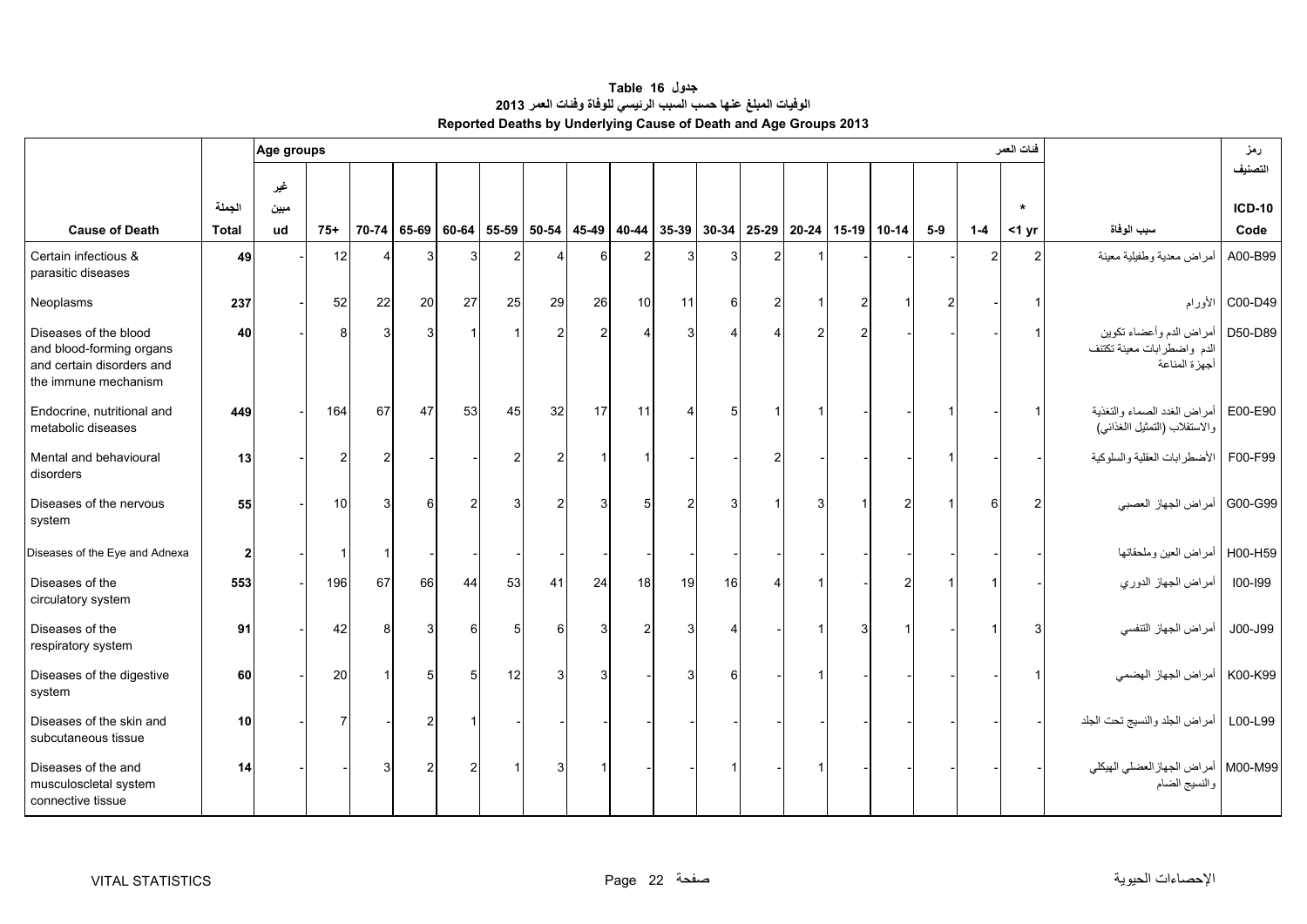**Table 16 جدول**

**الوفيات المبلغ عنها حسب السبب الرئيسي للوفاة وفئات العمر 2013**

**Reported Deaths by Underlying Cause of Death and Age Groups 2013**

| Cause of Death | الجملة Total | Age groups غير مبين ud | 75+ | 70-74 | 65-69 | 60-64 | 55-59 | 50-54 | 45-49 | 40-44 | 35-39 | 30-34 | 25-29 | 20-24 | 15-19 | 10-14 | 5-9 | 1-4 | * <1 yr فئات العمر | سبب الوفاة | رمز التصنيف ICD-10 Code |
|---|---|---|---|---|---|---|---|---|---|---|---|---|---|---|---|---|---|---|---|---|---|
| Certain infectious & parasitic diseases | **49** | - | 12 | 4 | 3 | 3 | 2 | 4 | 6 | 2 | 3 | 3 | 2 | 1 | - | - | - | 2 | 2 | أمراض معدية وطفيلية معينة | A00-B99 |
| Neoplasms | **237** | - | 52 | 22 | 20 | 27 | 25 | 29 | 26 | 10 | 11 | 6 | 2 | 1 | 2 | 1 | 2 | - | 1 | الأورام | C00-D49 |
| Diseases of the blood and blood-forming organs and certain disorders and the immune mechanism | **40** | - | 8 | 3 | 3 | 1 | 1 | 2 | 2 | 4 | 3 | 4 | 4 | 2 | 2 | - | - | - | 1 | أمراض الدم وأعضاء تكوين الدم واضطرابات معينة تكتنف أجهزة المناعة | D50-D89 |
| Endocrine, nutritional and metabolic diseases | **449** | - | 164 | 67 | 47 | 53 | 45 | 32 | 17 | 11 | 4 | 5 | 1 | 1 | - | - | 1 | - | 1 | أمراض الغدد الصماء والتغذية والاستقلاب (التمثيل الغذائي) | E00-E90 |
| Mental and behavioural disorders | **13** | - | 2 | 2 | - | - | 2 | 2 | 1 | 1 | - | - | 2 | - | - | - | 1 | - | - | الأضطرابات العقلية والسلوكية | F00-F99 |
| Diseases of the nervous system | **55** | - | 10 | 3 | 6 | 2 | 3 | 2 | 3 | 5 | 2 | 3 | 1 | 3 | 1 | 2 | 1 | 6 | 2 | أمراض الجهاز العصبي | G00-G99 |
| Diseases of the Eye and Adnexa | **2** | - | 1 | 1 | - | - | - | - | - | - | - | - | - | - | - | - | - | - | - | أمراض العين وملحقاتها | H00-H59 |
| Diseases of the circulatory system | **553** | - | 196 | 67 | 66 | 44 | 53 | 41 | 24 | 18 | 19 | 16 | 4 | 1 | - | 2 | 1 | 1 | - | أمراض الجهاز الدوري | I00-I99 |
| Diseases of the respiratory system | **91** | - | 42 | 8 | 3 | 6 | 5 | 6 | 3 | 2 | 3 | 4 | - | 1 | 3 | 1 | - | 1 | 3 | أمراض الجهاز التنفسي | J00-J99 |
| Diseases of the digestive system | **60** | - | 20 | 1 | 5 | 5 | 12 | 3 | 3 | - | 3 | 6 | - | 1 | - | - | - | - | 1 | أمراض الجهاز الهضمي | K00-K99 |
| Diseases of the skin and subcutaneous tissue | **10** | - | 7 | - | 2 | 1 | - | - | - | - | - | - | - | - | - | - | - | - | - | أمراض الجلد والنسيج تحت الجلد | L00-L99 |
| Diseases of the and musculoscletal system connective tissue | **14** | - | - | 3 | 2 | 2 | 1 | 3 | 1 | - | - | 1 | - | 1 | - | - | - | - | - | أمراض الجهازالعضلي الهيكلي والنسيج الضام | M00-M99 |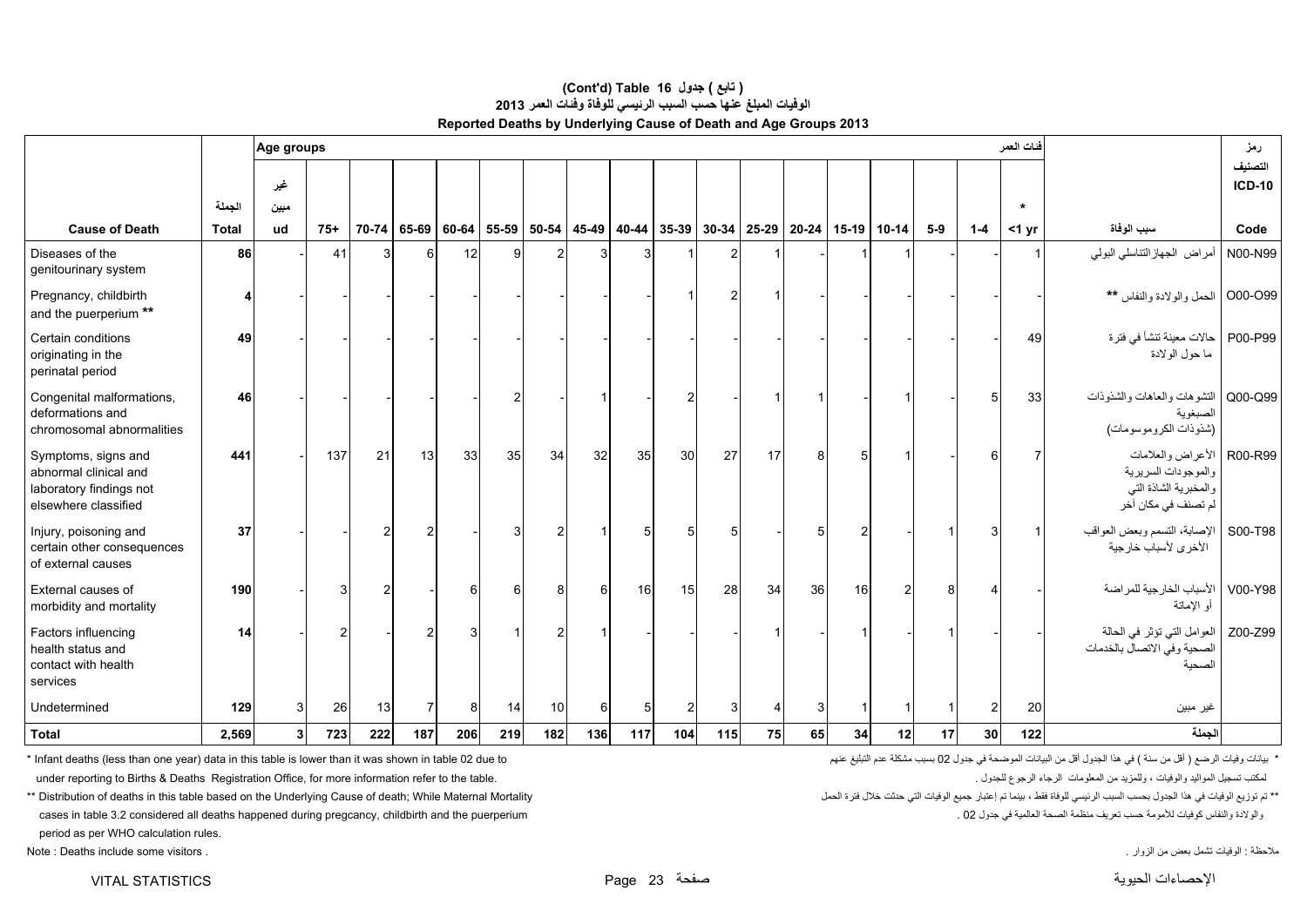**(Cont'd) Table 16 جدول ( تابع )**

**الوفيات المبلغ عنها حسب السبب الرئيسي للوفاة وفئات العمر 2013**

**Reported Deaths by Underlying Cause of Death and Age Groups 2013**

| Cause of Death | الجملة Total | Age groups غير مبين ud | 75+ | 70-74 | 65-69 | 60-64 | 55-59 | 50-54 | 45-49 | 40-44 | 35-39 | 30-34 | 25-29 | 20-24 | 15-19 | 10-14 | 5-9 | 1-4 | فئات العمر * <1 yr | سبب الوفاة | رمز التصنيف ICD-10 Code |
|---|---|---|---|---|---|---|---|---|---|---|---|---|---|---|---|---|---|---|---|---|---|
| Diseases of the genitourinary system | 86 | - | 41 | 3 | 6 | 12 | 9 | 2 | 3 | 3 | 1 | 2 | 1 | - | 1 | 1 | - | - | 1 | أمراض الجهازالتناسلي البولي | N00-N99 |
| Pregnancy, childbirth and the puerperium ** | 4 | - | - | - | - | - | - | - | - | - | 1 | 2 | 1 | - | - | - | - | - | - | الحمل والولادة والنفاس ** | O00-O99 |
| Certain conditions originating in the perinatal period | 49 | - | - | - | - | - | - | - | - | - | - | - | - | - | - | - | - | - | 49 | حالات معينة تنشأ في فترة ما حول الولادة | P00-P99 |
| Congenital malformations, deformations and chromosomal abnormalities | 46 | - | - | - | - | - | 2 | - | 1 | - | 2 | - | 1 | 1 | - | 1 | - | 5 | 33 | التشوهات والعاهات والشذوذات الصبغوية (شذوذات الكروموسومات) | Q00-Q99 |
| Symptoms, signs and abnormal clinical and laboratory findings not elsewhere classified | 441 | - | 137 | 21 | 13 | 33 | 35 | 34 | 32 | 35 | 30 | 27 | 17 | 8 | 5 | 1 | - | 6 | 7 | الأعراض والعلامات والموجودات السريرية والمخبرية الشاذة التي لم تصنف في مكان آخر | R00-R99 |
| Injury, poisoning and certain other consequences of external causes | 37 | - | - | 2 | 2 | - | 3 | 2 | 1 | 5 | 5 | 5 | - | 5 | 2 | - | 1 | 3 | 1 | الإصابة، التسمم وبعض العواقب الأخرى لأسباب خارجية | S00-T98 |
| External causes of morbidity and mortality | 190 | - | 3 | 2 | - | 6 | 6 | 8 | 6 | 16 | 15 | 28 | 34 | 36 | 16 | 2 | 8 | 4 | - | الأسباب الخارجية للمراضة أو الإماتة | V00-Y98 |
| Factors influencing health status and contact with health services | 14 | - | 2 | - | 2 | 3 | 1 | 2 | 1 | - | - | - | 1 | - | 1 | - | 1 | - | - | العوامل التي تؤثر في الحالة الصحية وفي الاتصال بالخدمات الصحية | Z00-Z99 |
| Undetermined | 129 | 3 | 26 | 13 | 7 | 8 | 14 | 10 | 6 | 5 | 2 | 3 | 4 | 3 | 1 | 1 | 1 | 2 | 20 | غير مبين | |
| **Total** | **2,569** | **3** | **723** | **222** | **187** | **206** | **219** | **182** | **136** | **117** | **104** | **115** | **75** | **65** | **34** | **12** | **17** | **30** | **122** | **الجملة** | |

* Infant deaths (less than one year) data in this table is lower than it was shown in table 02 due to under reporting to Births & Deaths Registration Office, for more information refer to the table.

* بيانات وفيات الرضع ( أقل من سنة ) في هذا الجدول أقل من البيانات الموضحة في جدول 02 بسبب مشكلة عدم التبليغ عنهم لمكتب تسجيل المواليد والوفيات ، وللمزيد من المعلومات الرجاء الرجوع للجدول .

** Distribution of deaths in this table based on the Underlying Cause of death; While Maternal Mortality cases in table 3.2 considered all deaths happened during pregcancy, childbirth and the puerperium period as per WHO calculation rules.

** تم توزيع الوفيات في هذا الجدول بحسب السبب الرئيسي للوفاة فقط ، بينما تم إعتبار جميع الوفيات التي حدثت خلال فترة الحمل والولادة والنفاس كوفيات للأمومة حسب تعريف منظمة الصحة العالمية في جدول 02 .

Note : Deaths include some visitors .

ملاحظة : الوفيات تشمل بعض من الزوار .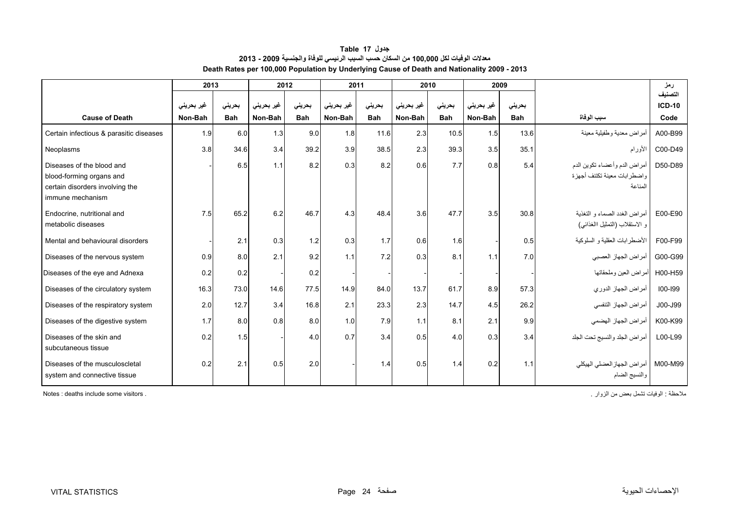**جدول Table 17**

**معدلات الوفيات لكل 100,000 من السكان حسب السبب الرئيسي للوفاة والجنسية 2009 - 2013**

**Death Rates per 100,000 Population by Underlying Cause of Death and Nationality 2009 - 2013**

| | 2013 | | 2012 | | 2011 | | 2010 | | 2009 | | | رمز التصنيف |
|---|---|---|---|---|---|---|---|---|---|---|---|---|
| | غير بحريني | بحريني | غير بحريني | بحريني | غير بحريني | بحريني | غير بحريني | بحريني | غير بحريني | بحريني | | ICD-10 |
| **Cause of Death** | **Non-Bah** | **Bah** | **Non-Bah** | **Bah** | **Non-Bah** | **Bah** | **Non-Bah** | **Bah** | **Non-Bah** | **Bah** | **سبب الوفاة** | **Code** |
| Certain infectious & parasitic diseases | 1.9 | 6.0 | 1.3 | 9.0 | 1.8 | 11.6 | 2.3 | 10.5 | 1.5 | 13.6 | أمراض معدية وطفيلية معينة | A00-B99 |
| Neoplasms | 3.8 | 34.6 | 3.4 | 39.2 | 3.9 | 38.5 | 2.3 | 39.3 | 3.5 | 35.1 | الأورام | C00-D49 |
| Diseases of the blood and blood-forming organs and certain disorders involving the immune mechanism | - | 6.5 | 1.1 | 8.2 | 0.3 | 8.2 | 0.6 | 7.7 | 0.8 | 5.4 | أمراض الدم وأعضاء تكوين الدم واضطرابات معينة تكتنف أجهزة المناعة | D50-D89 |
| Endocrine, nutritional and metabolic diseases | 7.5 | 65.2 | 6.2 | 46.7 | 4.3 | 48.4 | 3.6 | 47.7 | 3.5 | 30.8 | أمراض الغدد الصماء و التغذية و الاستقلاب (التمثيل االغذائي) | E00-E90 |
| Mental and behavioural disorders | - | 2.1 | 0.3 | 1.2 | 0.3 | 1.7 | 0.6 | 1.6 | - | 0.5 | الأضطرابات العقلية و السلوكية | F00-F99 |
| Diseases of the nervous system | 0.9 | 8.0 | 2.1 | 9.2 | 1.1 | 7.2 | 0.3 | 8.1 | 1.1 | 7.0 | أمراض الجهاز العصبي | G00-G99 |
| Diseases of the eye and Adnexa | 0.2 | 0.2 | - | 0.2 | - | - | - | - | - | - | أمراض العين وملحقاتها | H00-H59 |
| Diseases of the circulatory system | 16.3 | 73.0 | 14.6 | 77.5 | 14.9 | 84.0 | 13.7 | 61.7 | 8.9 | 57.3 | أمراض الجهاز الدوري | I00-I99 |
| Diseases of the respiratory system | 2.0 | 12.7 | 3.4 | 16.8 | 2.1 | 23.3 | 2.3 | 14.7 | 4.5 | 26.2 | أمراض الجهاز التنفسي | J00-J99 |
| Diseases of the digestive system | 1.7 | 8.0 | 0.8 | 8.0 | 1.0 | 7.9 | 1.1 | 8.1 | 2.1 | 9.9 | أمراض الجهاز الهضمي | K00-K99 |
| Diseases of the skin and subcutaneous tissue | 0.2 | 1.5 | - | 4.0 | 0.7 | 3.4 | 0.5 | 4.0 | 0.3 | 3.4 | أمراض الجلد والنسيج تحت الجلد | L00-L99 |
| Diseases of the musculoscletal system and connective tissue | 0.2 | 2.1 | 0.5 | 2.0 | - | 1.4 | 0.5 | 1.4 | 0.2 | 1.1 | أمراض الجهازالعضلي الهيكلي والنسيج الضام | M00-M99 |

Notes : deaths include some visitors .

ملاحظة : الوفيات تشمل بعض من الزوار .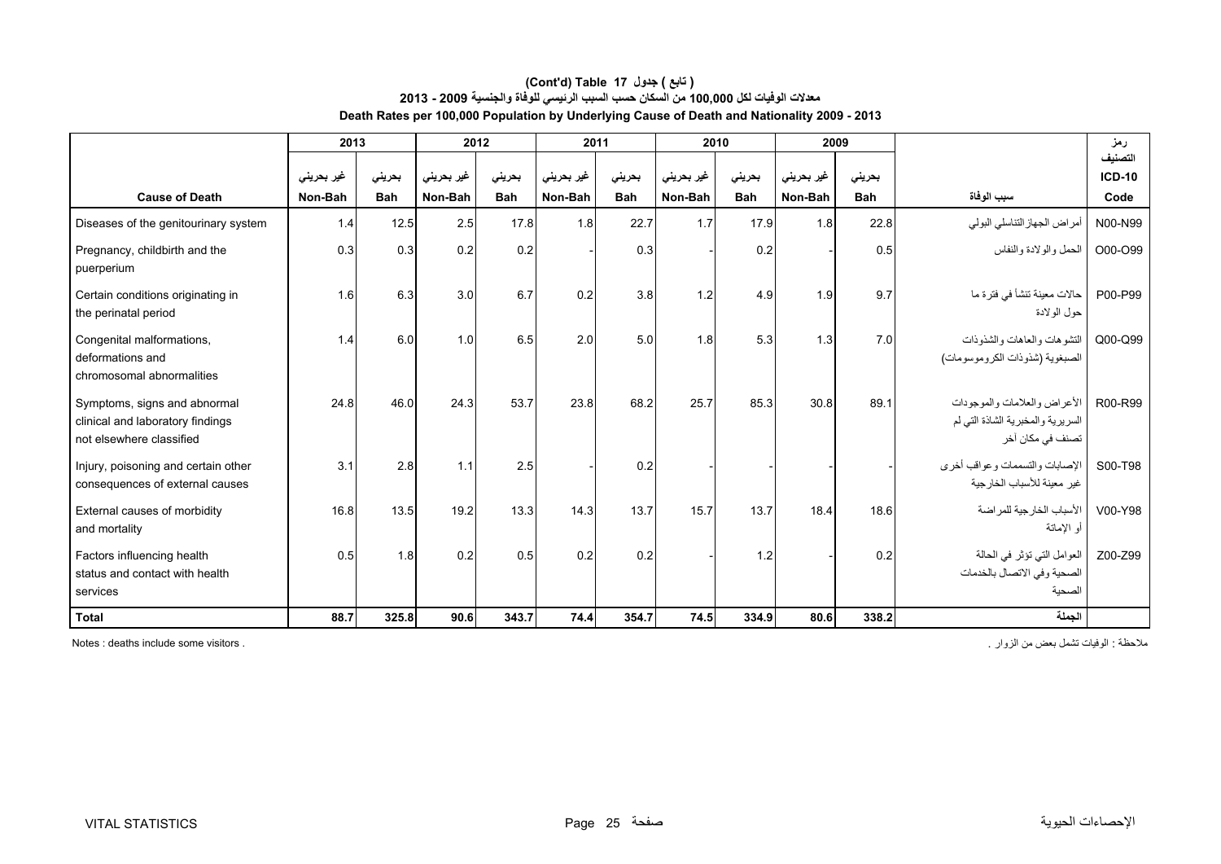**( تابع ) جدول 17 Table (Cont'd)**

**معدلات الوفيات لكل 100,000 من السكان حسب السبب الرئيسي للوفاة والجنسية 2009 - 2013**

**Death Rates per 100,000 Population by Underlying Cause of Death and Nationality 2009 - 2013**

| Cause of Death | 2013 غير بحريني Non-Bah | 2013 بحريني Bah | 2012 غير بحريني Non-Bah | 2012 بحريني Bah | 2011 غير بحريني Non-Bah | 2011 بحريني Bah | 2010 غير بحريني Non-Bah | 2010 بحريني Bah | 2009 غير بحريني Non-Bah | 2009 بحريني Bah | سبب الوفاة | رمز التصنيف ICD-10 Code |
|---|---|---|---|---|---|---|---|---|---|---|---|---|
| Diseases of the genitourinary system | 1.4 | 12.5 | 2.5 | 17.8 | 1.8 | 22.7 | 1.7 | 17.9 | 1.8 | 22.8 | أمراض الجهازالتناسلي البولي | N00-N99 |
| Pregnancy, childbirth and the puerperium | 0.3 | 0.3 | 0.2 | 0.2 | - | 0.3 | - | 0.2 | - | 0.5 | الحمل والولادة والنفاس | O00-O99 |
| Certain conditions originating in the perinatal period | 1.6 | 6.3 | 3.0 | 6.7 | 0.2 | 3.8 | 1.2 | 4.9 | 1.9 | 9.7 | حالات معينة تنشأ في فترة ما حول الولادة | P00-P99 |
| Congenital malformations, deformations and chromosomal abnormalities | 1.4 | 6.0 | 1.0 | 6.5 | 2.0 | 5.0 | 1.8 | 5.3 | 1.3 | 7.0 | التشوهات والعاهات والشذوذات الصبغوية (شذوذات الكروموسومات) | Q00-Q99 |
| Symptoms, signs and abnormal clinical and laboratory findings not elsewhere classified | 24.8 | 46.0 | 24.3 | 53.7 | 23.8 | 68.2 | 25.7 | 85.3 | 30.8 | 89.1 | الأعراض والعلامات والموجودات السريرية والمخبرية الشاذة التي لم تصنف في مكان آخر | R00-R99 |
| Injury, poisoning and certain other consequences of external causes | 3.1 | 2.8 | 1.1 | 2.5 | - | 0.2 | - | - | - | - | الإصابات والتسممات وعواقب أخرى غير معينة للأسباب الخارجية | S00-T98 |
| External causes of morbidity and mortality | 16.8 | 13.5 | 19.2 | 13.3 | 14.3 | 13.7 | 15.7 | 13.7 | 18.4 | 18.6 | الأسباب الخارجية للمراضة أو الإماتة | V00-Y98 |
| Factors influencing health status and contact with health services | 0.5 | 1.8 | 0.2 | 0.5 | 0.2 | 0.2 | - | 1.2 | - | 0.2 | العوامل التي تؤثر في الحالة الصحية وفي الاتصال بالخدمات الصحية | Z00-Z99 |
| **Total** | **88.7** | **325.8** | **90.6** | **343.7** | **74.4** | **354.7** | **74.5** | **334.9** | **80.6** | **338.2** | **الجملة** | |

Notes : deaths include some visitors .

ملاحظة : الوفيات تشمل بعض من الزوار .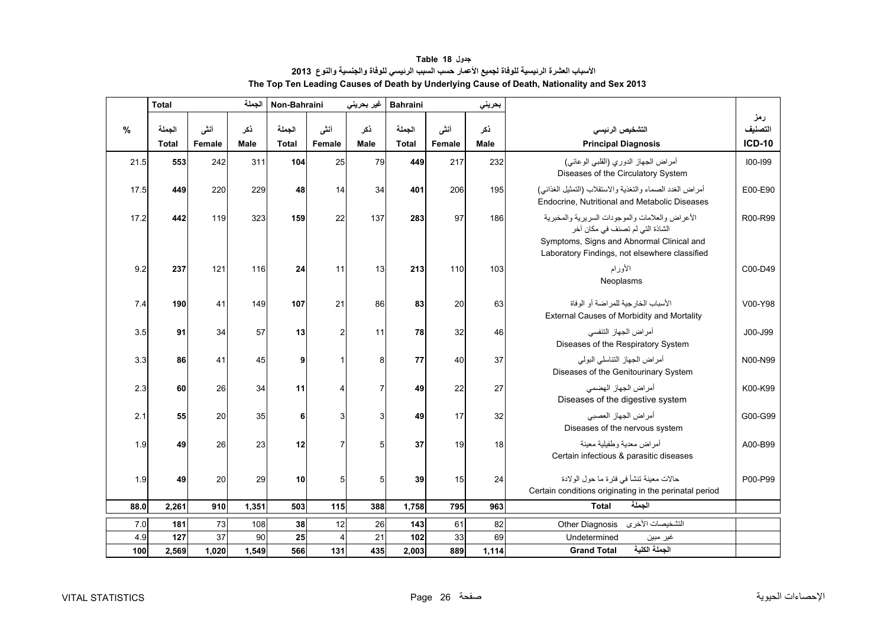**جدول 18 Table**

**الأسباب العشرة الرئيسية للوفاة لجميع الأعمار حسب السبب الرئيسي للوفاة والجنسية والنوع 2013**

**The Top Ten Leading Causes of Death by Underlying Cause of Death, Nationality and Sex 2013**

| % | Total الجملة | | | Non-Bahraini غير بحريني | | | Bahraini بحريني | | | | |
|---|---|---|---|---|---|---|---|---|---|---|---|
| | الجملة Total | أنثى Female | ذكر Male | الجملة Total | أنثى Female | ذكر Male | الجملة Total | أنثى Female | ذكر Male | التشخيص الرئيسي Principal Diagnosis | رمز التصنيف ICD-10 |
| 21.5 | **553** | 242 | 311 | **104** | 25 | 79 | **449** | 217 | 232 | أمراض الجهاز الدوري (القلبي الوعائي) Diseases of the Circulatory System | I00-I99 |
| 17.5 | **449** | 220 | 229 | **48** | 14 | 34 | **401** | 206 | 195 | أمراض الغدد الصماء والتغذية والاستقلاب (التمثيل الغذائي) Endocrine, Nutritional and Metabolic Diseases | E00-E90 |
| 17.2 | **442** | 119 | 323 | **159** | 22 | 137 | **283** | 97 | 186 | الأعراض والعلامات والموجودات السريرية والمخبرية الشاذة التي لم تصنف في مكان آخر Symptoms, Signs and Abnormal Clinical and Laboratory Findings, not elsewhere classified | R00-R99 |
| 9.2 | **237** | 121 | 116 | **24** | 11 | 13 | **213** | 110 | 103 | الأورام Neoplasms | C00-D49 |
| 7.4 | **190** | 41 | 149 | **107** | 21 | 86 | **83** | 20 | 63 | الأسباب الخارجية للمراضة أو الوفاة External Causes of Morbidity and Mortality | V00-Y98 |
| 3.5 | **91** | 34 | 57 | **13** | 2 | 11 | **78** | 32 | 46 | أمراض الجهاز التنفسي Diseases of the Respiratory System | J00-J99 |
| 3.3 | **86** | 41 | 45 | **9** | 1 | 8 | **77** | 40 | 37 | أمراض الجهاز التناسلي البولي Diseases of the Genitourinary System | N00-N99 |
| 2.3 | **60** | 26 | 34 | **11** | 4 | 7 | **49** | 22 | 27 | أمراض الجهاز الهضمي Diseases of the digestive system | K00-K99 |
| 2.1 | **55** | 20 | 35 | **6** | 3 | 3 | **49** | 17 | 32 | أمراض الجهاز العصبي Diseases of the nervous system | G00-G99 |
| 1.9 | **49** | 26 | 23 | **12** | 7 | 5 | **37** | 19 | 18 | أمراض معدية وطفيلية معينة Certain infectious & parasitic diseases | A00-B99 |
| 1.9 | **49** | 20 | 29 | **10** | 5 | 5 | **39** | 15 | 24 | حالات معينة تنشأ في فترة ما حول الولادة Certain conditions originating in the perinatal period | P00-P99 |
| **88.0** | **2,261** | **910** | **1,351** | **503** | **115** | **388** | **1,758** | **795** | **963** | **Total الجملة** | |
| 7.0 | **181** | 73 | 108 | **38** | 12 | 26 | **143** | 61 | 82 | Other Diagnosis التشخيصات الأخرى | |
| 4.9 | **127** | 37 | 90 | **25** | 4 | 21 | **102** | 33 | 69 | Undetermined غير مبين | |
| **100** | **2,569** | **1,020** | **1,549** | **566** | **131** | **435** | **2,003** | **889** | **1,114** | **Grand Total الجملة الكلية** | |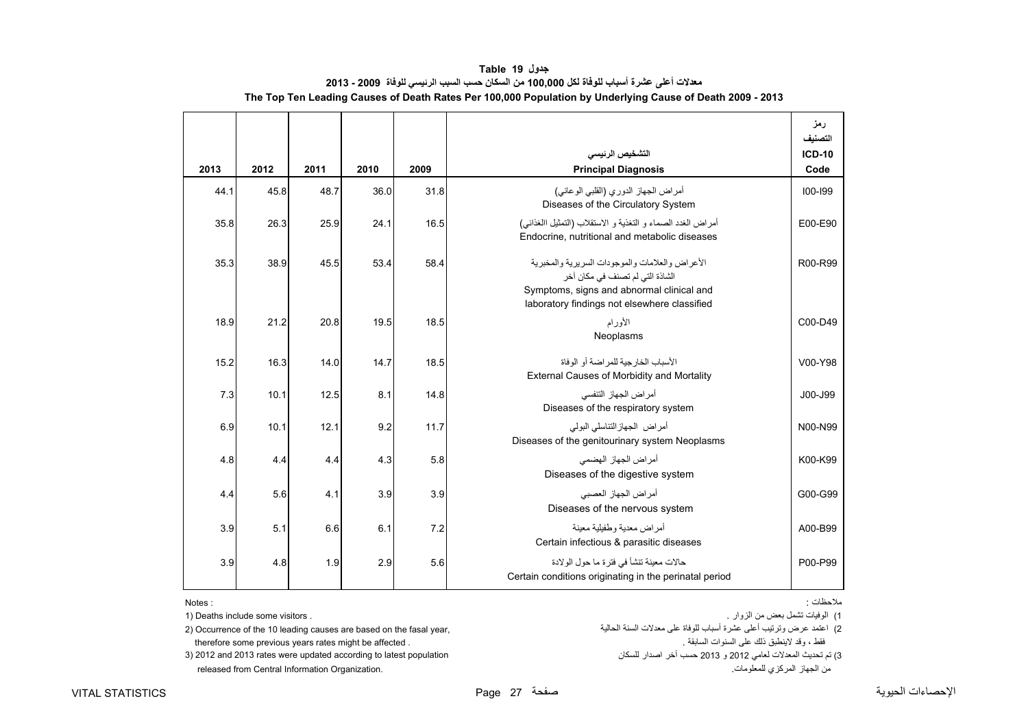# جدول 19 Table

## معدلات أعلى عشرة أسباب للوفاة لكل 100,000 من السكان حسب السبب الرئيسي للوفاة 2009 - 2013

## The Top Ten Leading Causes of Death Rates Per 100,000 Population by Underlying Cause of Death 2009 - 2013

| 2013 | 2012 | 2011 | 2010 | 2009 | التشخيص الرئيسي<br>Principal Diagnosis | رمز التصنيف<br>ICD-10 Code |
|---|---|---|---|---|---|---|
| 44.1 | 45.8 | 48.7 | 36.0 | 31.8 | أمراض الجهاز الدوري (القلبي الوعائي)<br>Diseases of the Circulatory System | I00-I99 |
| 35.8 | 26.3 | 25.9 | 24.1 | 16.5 | أمراض الغدد الصماء و التغذية و الاستقلاب (التمثيل الغذائي)<br>Endocrine, nutritional and metabolic diseases | E00-E90 |
| 35.3 | 38.9 | 45.5 | 53.4 | 58.4 | الأعراض والعلامات والموجودات السريرية والمخبرية الشاذة التي لم تصنف في مكان آخر<br>Symptoms, signs and abnormal clinical and laboratory findings not elsewhere classified | R00-R99 |
| 18.9 | 21.2 | 20.8 | 19.5 | 18.5 | الأورام<br>Neoplasms | C00-D49 |
| 15.2 | 16.3 | 14.0 | 14.7 | 18.5 | الأسباب الخارجية للمراضة أو الوفاة<br>External Causes of Morbidity and Mortality | V00-Y98 |
| 7.3 | 10.1 | 12.5 | 8.1 | 14.8 | أمراض الجهاز التنفسي<br>Diseases of the respiratory system | J00-J99 |
| 6.9 | 10.1 | 12.1 | 9.2 | 11.7 | أمراض الجهازالتناسلي البولي<br>Diseases of the genitourinary system Neoplasms | N00-N99 |
| 4.8 | 4.4 | 4.4 | 4.3 | 5.8 | أمراض الجهاز الهضمي<br>Diseases of the digestive system | K00-K99 |
| 4.4 | 5.6 | 4.1 | 3.9 | 3.9 | أمراض الجهاز العصبي<br>Diseases of the nervous system | G00-G99 |
| 3.9 | 5.1 | 6.6 | 6.1 | 7.2 | أمراض معدية وطفيلية معينة<br>Certain infectious & parasitic diseases | A00-B99 |
| 3.9 | 4.8 | 1.9 | 2.9 | 5.6 | حالات معينة تنشأ في فترة ما حول الولادة<br>Certain conditions originating in the perinatal period | P00-P99 |

Notes :

1) Deaths include some visitors .

2) Occurrence of the 10 leading causes are based on the fasal year, therefore some previous years rates might be affected .

3) 2012 and 2013 rates were updated according to latest population released from Central Information Organization.

ملاحظات :

1) الوفيات تشمل بعض من الزوار .

2) اعتمد عرض وترتيب أعلى عشرة أسباب للوفاة على معدلات السنة الحالية فقط ، وقد لاينطبق ذلك على السنوات السابقة .

3) تم تحديث المعدلات لعامي 2012 و 2013 حسب آخر اصدار للسكان من الجهاز المركزي للمعلومات.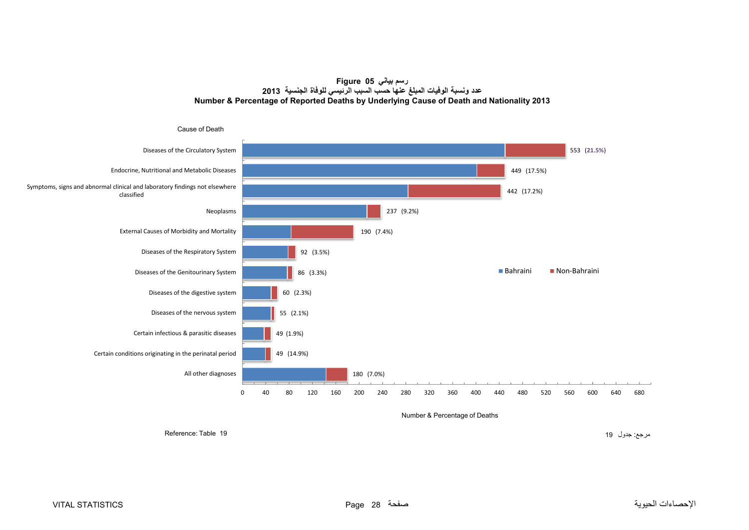**Figure 05 رسم بياني**

**عدد ونسبة الوفيات المبلغ عنها حسب السبب الرئيسي للوفاة الجنسية 2013**

**Number & Percentage of Reported Deaths by Underlying Cause of Death and Nationality 2013**

| Cause of Death | Number & Percentage of Deaths |
|---|---|
| Diseases of the Circulatory System | 553 (21.5%) |
| Endocrine, Nutritional and Metabolic Diseases | 449 (17.5%) |
| Symptoms, signs and abnormal clinical and laboratory findings not elsewhere classified | 442 (17.2%) |
| Neoplasms | 237 (9.2%) |
| External Causes of Morbidity and Mortality | 190 (7.4%) |
| Diseases of the Respiratory System | 92 (3.5%) |
| Diseases of the Genitourinary System | 86 (3.3%) |
| Diseases of the digestive system | 60 (2.3%) |
| Diseases of the nervous system | 55 (2.1%) |
| Certain infectious & parasitic diseases | 49 (1.9%) |
| Certain conditions originating in the perinatal period | 49 (14.9%) |
| All other diagnoses | 180 (7.0%) |

Bahraini / Non-Bahraini

Reference: Table 19

مرجع: جدول 19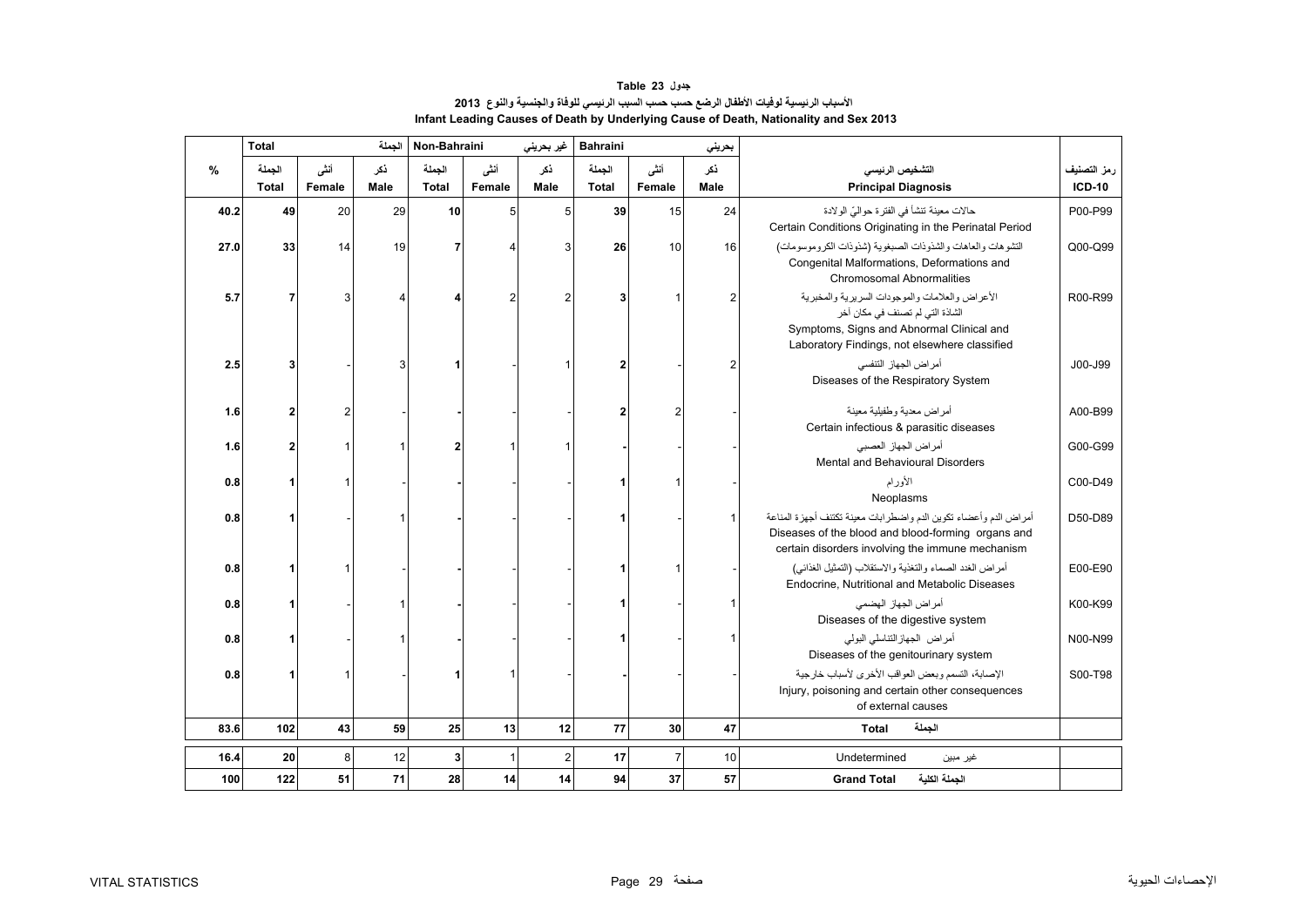**جدول 23 Table**

**الأسباب الرئيسية لوفيات الأطفال الرضع حسب حسب السبب الرئيسي للوفاة والجنسية والنوع 2013**

**Infant Leading Causes of Death by Underlying Cause of Death, Nationality and Sex 2013**

| | Total | | الجملة | Non-Bahraini | | غير بحريني | Bahraini | | بحريني | | |
|---|---|---|---|---|---|---|---|---|---|---|---|
| % | الجملة Total | أنثى Female | ذكر Male | الجملة Total | أنثى Female | ذكر Male | الجملة Total | أنثى Female | ذكر Male | التشخيص الرئيسي Principal Diagnosis | رمز التصنيف ICD-10 |
| 40.2 | 49 | 20 | 29 | 10 | 5 | 5 | 39 | 15 | 24 | حالات معينة تنشأ في الفترة حوالىّ الولادة Certain Conditions Originating in the Perinatal Period | P00-P99 |
| 27.0 | 33 | 14 | 19 | 7 | 4 | 3 | 26 | 10 | 16 | التشوهات والعاهات والشذوذات الصبغوية (شذوذات الكروموسومات) Congenital Malformations, Deformations and Chromosomal Abnormalities | Q00-Q99 |
| 5.7 | 7 | 3 | 4 | 4 | 2 | 2 | 3 | 1 | 2 | الأعراض والعلامات والموجودات السريرية والمخبرية الشاذة التي لم تصنف في مكان آخر Symptoms, Signs and Abnormal Clinical and Laboratory Findings, not elsewhere classified | R00-R99 |
| 2.5 | 3 | - | 3 | 1 | - | 1 | 2 | - | 2 | أمراض الجهاز التنفسي Diseases of the Respiratory System | J00-J99 |
| 1.6 | 2 | 2 | - | - | - | - | 2 | 2 | - | أمراض معدية وطفيلية معينة Certain infectious & parasitic diseases | A00-B99 |
| 1.6 | 2 | 1 | 1 | 2 | 1 | 1 | - | - | - | أمراض الجهاز العصبي Mental and Behavioural Disorders | G00-G99 |
| 0.8 | 1 | 1 | - | - | - | - | 1 | 1 | - | الأورام Neoplasms | C00-D49 |
| 0.8 | 1 | - | 1 | - | - | - | 1 | - | 1 | أمراض الدم وأعضاء تكوين الدم واضطرابات معينة تكتنف أجهزة المناعة Diseases of the blood and blood-forming organs and certain disorders involving the immune mechanism | D50-D89 |
| 0.8 | 1 | 1 | - | - | - | - | 1 | 1 | - | أمراض الغدد الصماء والتغذية والاستقلاب (التمثيل الغذائي) Endocrine, Nutritional and Metabolic Diseases | E00-E90 |
| 0.8 | 1 | - | 1 | - | - | - | 1 | - | 1 | أمراض الجهاز الهضمي Diseases of the digestive system | K00-K99 |
| 0.8 | 1 | - | 1 | - | - | - | 1 | - | 1 | أمراض الجهازالتناسلي البولي Diseases of the genitourinary system | N00-N99 |
| 0.8 | 1 | 1 | - | 1 | 1 | - | - | - | - | الإصابة، التسمم وبعض العواقب الأخرى لأسباب خارجية Injury, poisoning and certain other consequences of external causes | S00-T98 |
| **83.6** | **102** | **43** | **59** | **25** | **13** | **12** | **77** | **30** | **47** | **Total الجملة** | |
| **16.4** | **20** | 8 | 12 | **3** | 1 | 2 | **17** | 7 | 10 | Undetermined غير مبين | |
| **100** | **122** | **51** | **71** | **28** | **14** | **14** | **94** | **37** | **57** | **Grand Total الجملة الكلية** | |